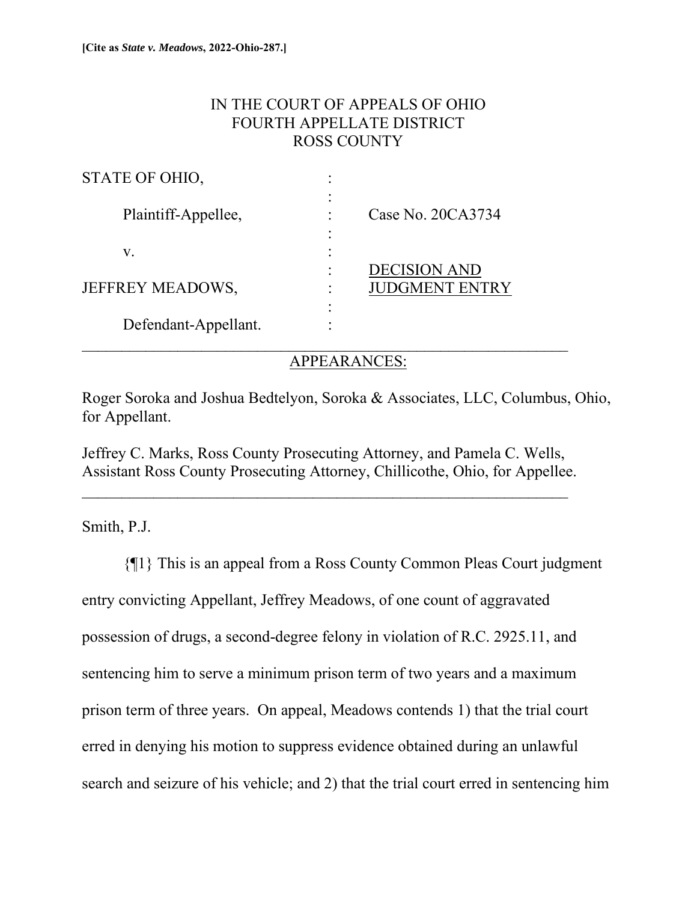**[Cite as *State v. Meadows*, 2022-Ohio-287.]**

IN THE COURT OF APPEALS OF OHIO
FOURTH APPELLATE DISTRICT
ROSS COUNTY

STATE OF OHIO,

Plaintiff-Appellee,

v.

JEFFREY MEADOWS,

Defendant-Appellant.

Case No. 20CA3734

DECISION AND JUDGMENT ENTRY

---

APPEARANCES:

Roger Soroka and Joshua Bedtelyon, Soroka & Associates, LLC, Columbus, Ohio, for Appellant.

Jeffrey C. Marks, Ross County Prosecuting Attorney, and Pamela C. Wells, Assistant Ross County Prosecuting Attorney, Chillicothe, Ohio, for Appellee.

---

Smith, P.J.

{¶1} This is an appeal from a Ross County Common Pleas Court judgment entry convicting Appellant, Jeffrey Meadows, of one count of aggravated possession of drugs, a second-degree felony in violation of R.C. 2925.11, and sentencing him to serve a minimum prison term of two years and a maximum prison term of three years. On appeal, Meadows contends 1) that the trial court erred in denying his motion to suppress evidence obtained during an unlawful search and seizure of his vehicle; and 2) that the trial court erred in sentencing him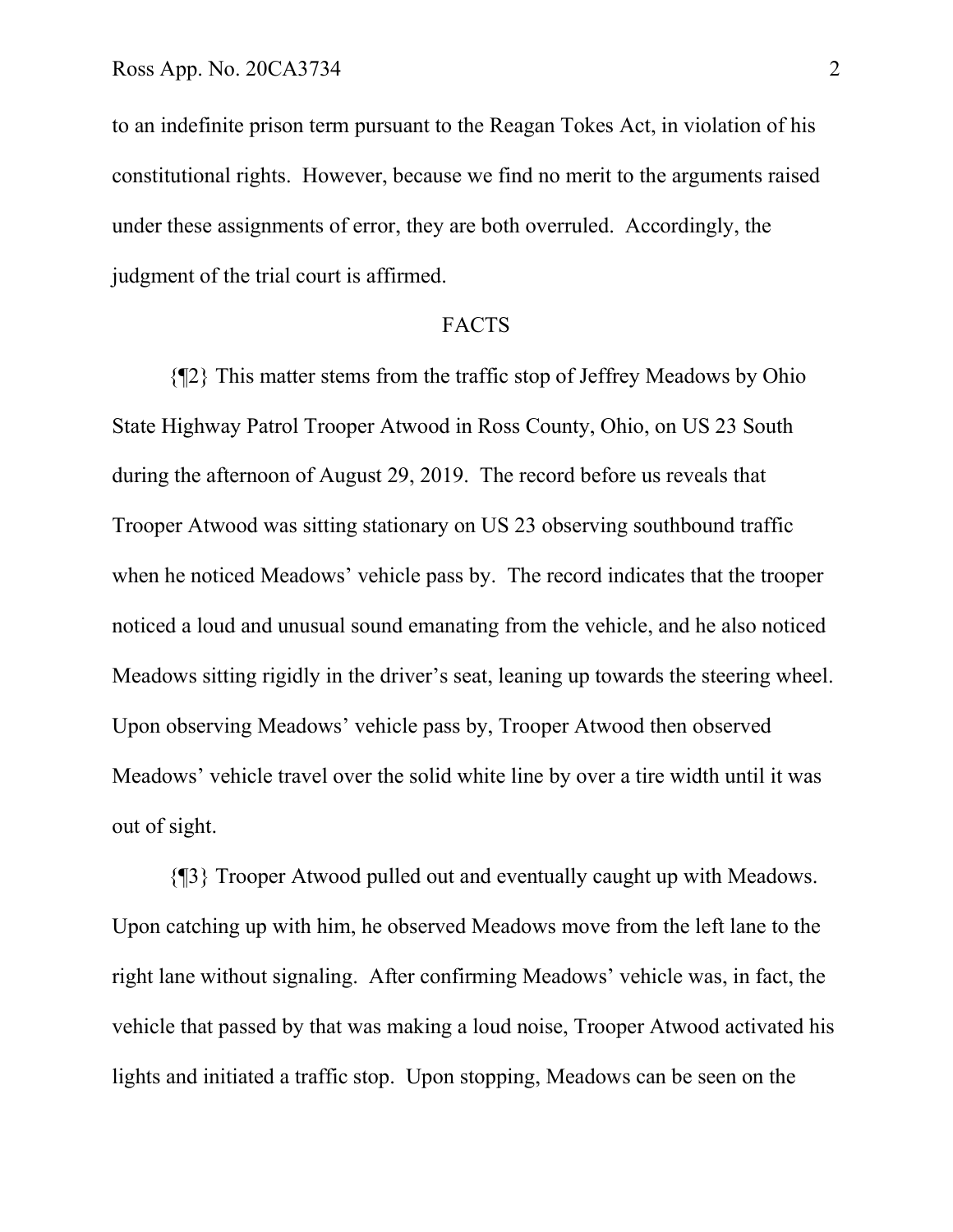to an indefinite prison term pursuant to the Reagan Tokes Act, in violation of his constitutional rights. However, because we find no merit to the arguments raised under these assignments of error, they are both overruled. Accordingly, the judgment of the trial court is affirmed.

## FACTS

{¶2} This matter stems from the traffic stop of Jeffrey Meadows by Ohio State Highway Patrol Trooper Atwood in Ross County, Ohio, on US 23 South during the afternoon of August 29, 2019. The record before us reveals that Trooper Atwood was sitting stationary on US 23 observing southbound traffic when he noticed Meadows' vehicle pass by. The record indicates that the trooper noticed a loud and unusual sound emanating from the vehicle, and he also noticed Meadows sitting rigidly in the driver's seat, leaning up towards the steering wheel. Upon observing Meadows' vehicle pass by, Trooper Atwood then observed Meadows' vehicle travel over the solid white line by over a tire width until it was out of sight.

{¶3} Trooper Atwood pulled out and eventually caught up with Meadows. Upon catching up with him, he observed Meadows move from the left lane to the right lane without signaling. After confirming Meadows' vehicle was, in fact, the vehicle that passed by that was making a loud noise, Trooper Atwood activated his lights and initiated a traffic stop. Upon stopping, Meadows can be seen on the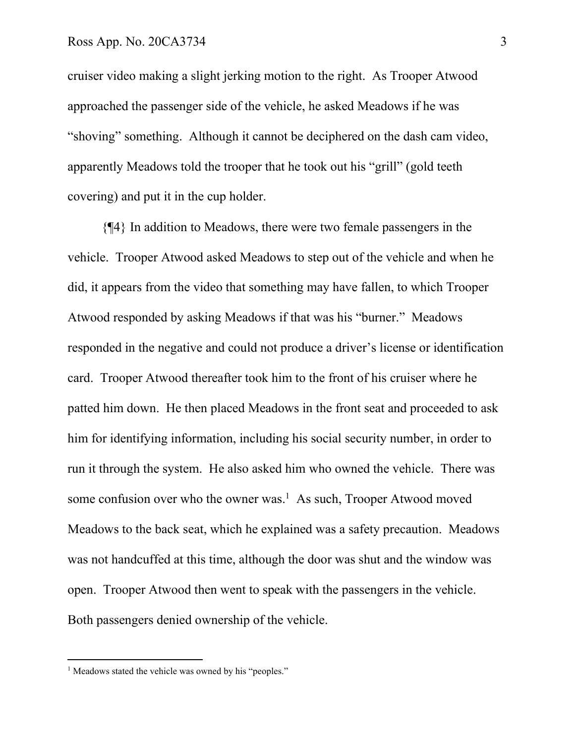cruiser video making a slight jerking motion to the right. As Trooper Atwood approached the passenger side of the vehicle, he asked Meadows if he was "shoving" something. Although it cannot be deciphered on the dash cam video, apparently Meadows told the trooper that he took out his "grill" (gold teeth covering) and put it in the cup holder.

{¶4} In addition to Meadows, there were two female passengers in the vehicle. Trooper Atwood asked Meadows to step out of the vehicle and when he did, it appears from the video that something may have fallen, to which Trooper Atwood responded by asking Meadows if that was his "burner." Meadows responded in the negative and could not produce a driver's license or identification card. Trooper Atwood thereafter took him to the front of his cruiser where he patted him down. He then placed Meadows in the front seat and proceeded to ask him for identifying information, including his social security number, in order to run it through the system. He also asked him who owned the vehicle. There was some confusion over who the owner was.[1] As such, Trooper Atwood moved Meadows to the back seat, which he explained was a safety precaution. Meadows was not handcuffed at this time, although the door was shut and the window was open. Trooper Atwood then went to speak with the passengers in the vehicle. Both passengers denied ownership of the vehicle.

---

[1] Meadows stated the vehicle was owned by his "peoples."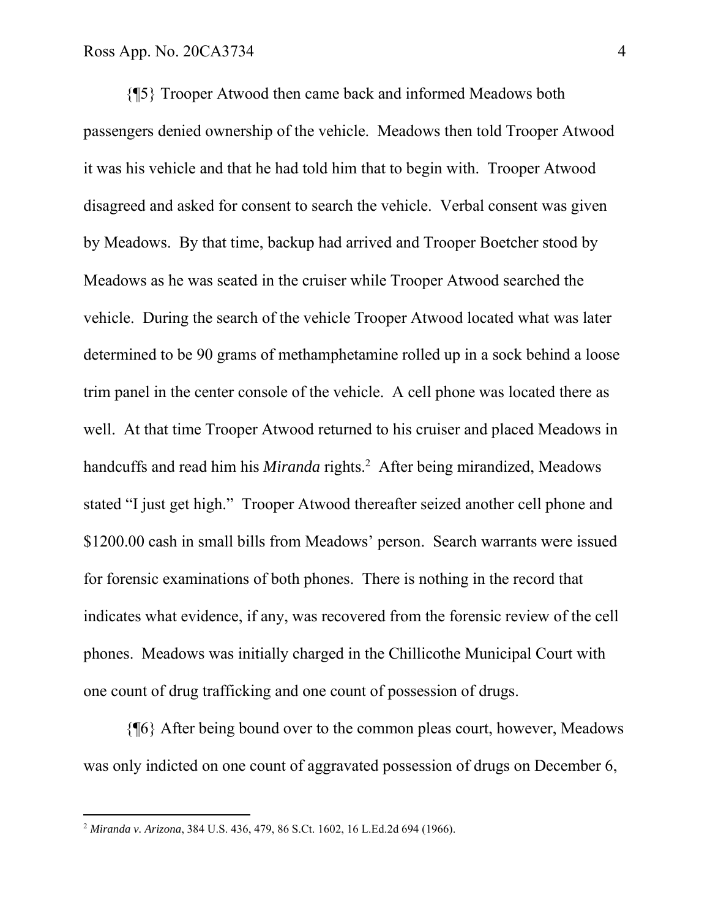{¶5} Trooper Atwood then came back and informed Meadows both passengers denied ownership of the vehicle. Meadows then told Trooper Atwood it was his vehicle and that he had told him that to begin with. Trooper Atwood disagreed and asked for consent to search the vehicle. Verbal consent was given by Meadows. By that time, backup had arrived and Trooper Boetcher stood by Meadows as he was seated in the cruiser while Trooper Atwood searched the vehicle. During the search of the vehicle Trooper Atwood located what was later determined to be 90 grams of methamphetamine rolled up in a sock behind a loose trim panel in the center console of the vehicle. A cell phone was located there as well. At that time Trooper Atwood returned to his cruiser and placed Meadows in handcuffs and read him his *Miranda* rights.[2] After being mirandized, Meadows stated "I just get high." Trooper Atwood thereafter seized another cell phone and $1200.00 cash in small bills from Meadows' person. Search warrants were issued for forensic examinations of both phones. There is nothing in the record that indicates what evidence, if any, was recovered from the forensic review of the cell phones. Meadows was initially charged in the Chillicothe Municipal Court with one count of drug trafficking and one count of possession of drugs.

{¶6} After being bound over to the common pleas court, however, Meadows was only indicted on one count of aggravated possession of drugs on December 6,

---

[2] *Miranda v. Arizona*, 384 U.S. 436, 479, 86 S.Ct. 1602, 16 L.Ed.2d 694 (1966).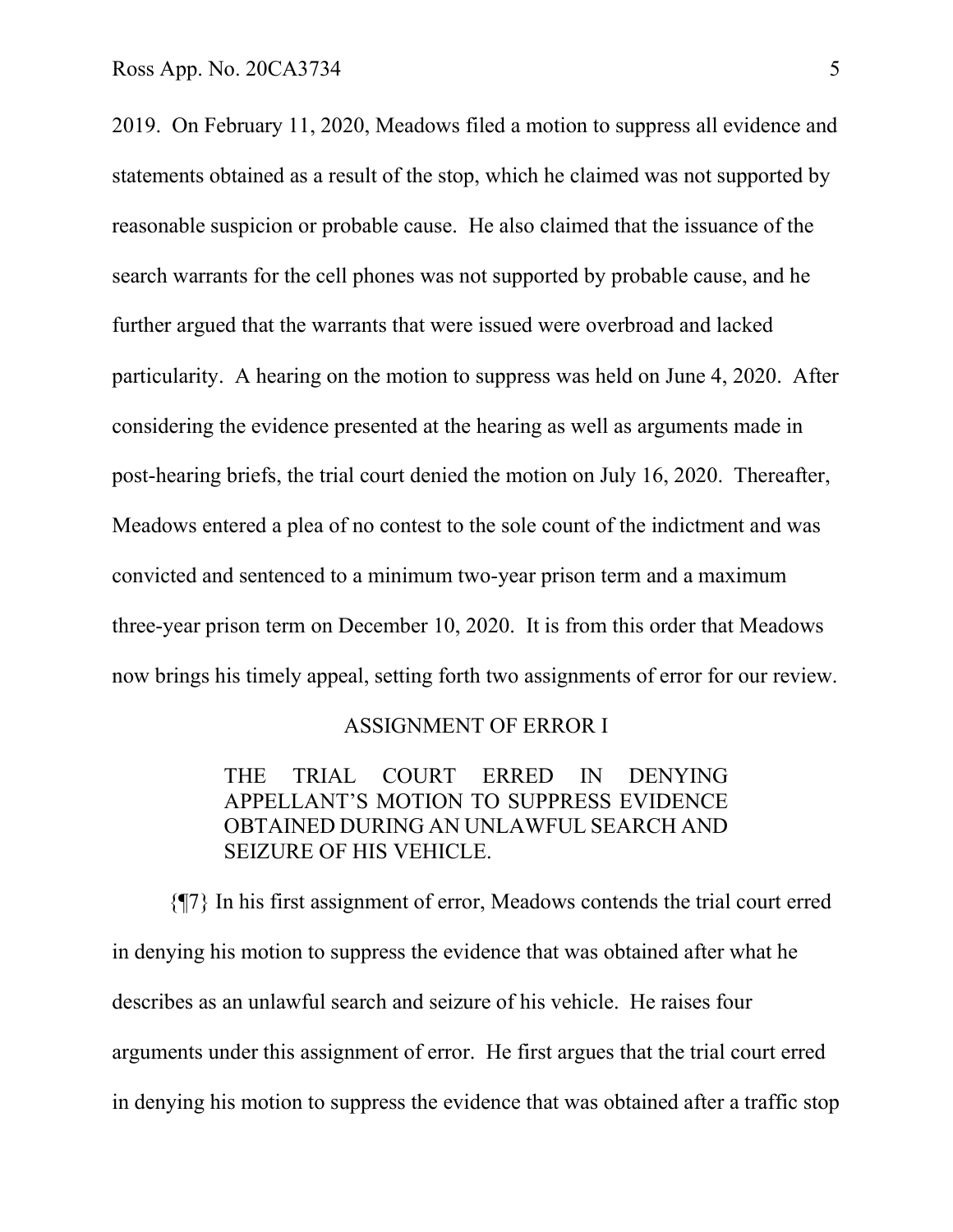2019. On February 11, 2020, Meadows filed a motion to suppress all evidence and statements obtained as a result of the stop, which he claimed was not supported by reasonable suspicion or probable cause. He also claimed that the issuance of the search warrants for the cell phones was not supported by probable cause, and he further argued that the warrants that were issued were overbroad and lacked particularity. A hearing on the motion to suppress was held on June 4, 2020. After considering the evidence presented at the hearing as well as arguments made in post-hearing briefs, the trial court denied the motion on July 16, 2020. Thereafter, Meadows entered a plea of no contest to the sole count of the indictment and was convicted and sentenced to a minimum two-year prison term and a maximum three-year prison term on December 10, 2020. It is from this order that Meadows now brings his timely appeal, setting forth two assignments of error for our review.

ASSIGNMENT OF ERROR I

> THE TRIAL COURT ERRED IN DENYING APPELLANT'S MOTION TO SUPPRESS EVIDENCE OBTAINED DURING AN UNLAWFUL SEARCH AND SEIZURE OF HIS VEHICLE.

{¶7} In his first assignment of error, Meadows contends the trial court erred in denying his motion to suppress the evidence that was obtained after what he describes as an unlawful search and seizure of his vehicle. He raises four arguments under this assignment of error. He first argues that the trial court erred in denying his motion to suppress the evidence that was obtained after a traffic stop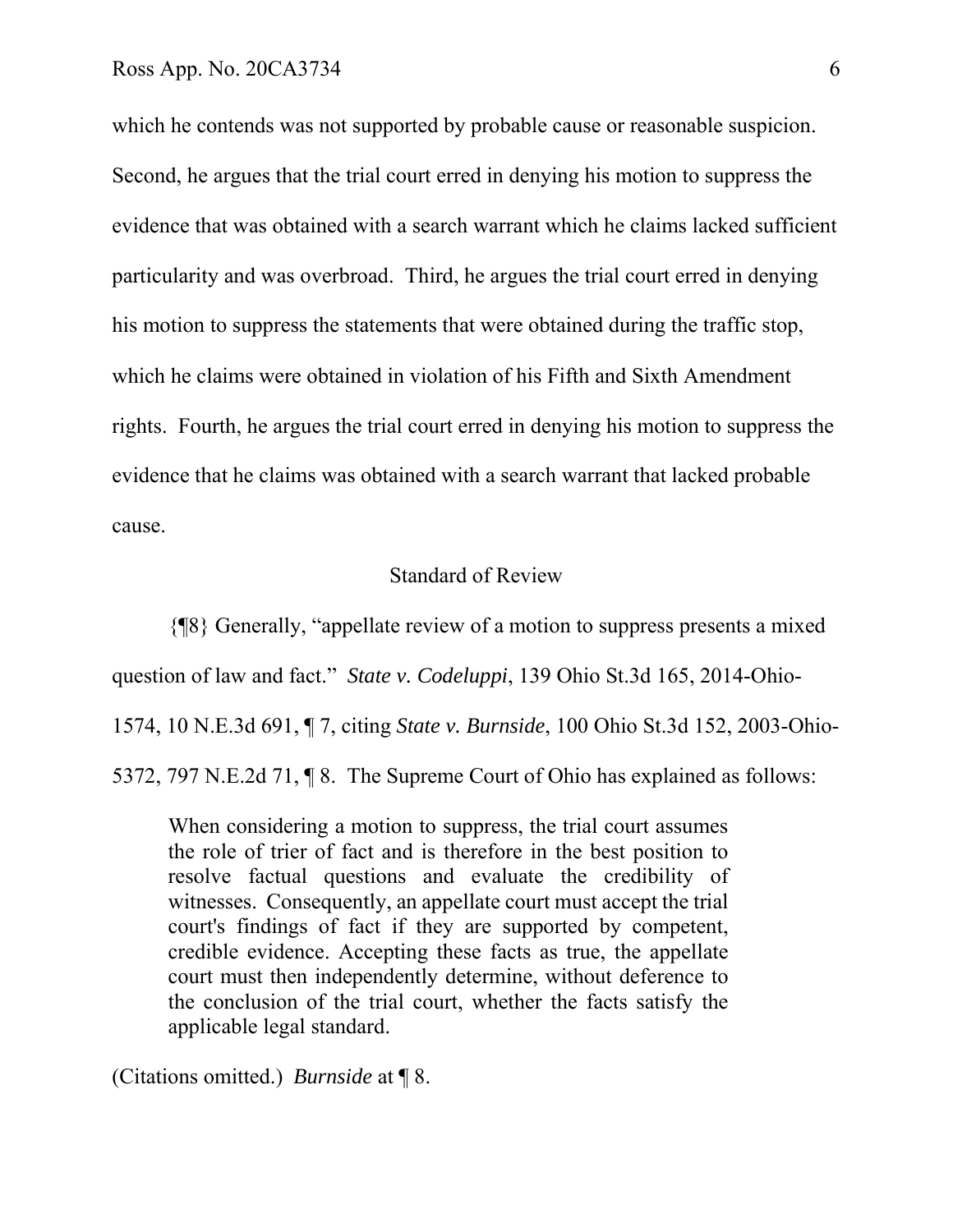which he contends was not supported by probable cause or reasonable suspicion. Second, he argues that the trial court erred in denying his motion to suppress the evidence that was obtained with a search warrant which he claims lacked sufficient particularity and was overbroad. Third, he argues the trial court erred in denying his motion to suppress the statements that were obtained during the traffic stop, which he claims were obtained in violation of his Fifth and Sixth Amendment rights. Fourth, he argues the trial court erred in denying his motion to suppress the evidence that he claims was obtained with a search warrant that lacked probable cause.

## Standard of Review

{¶8} Generally, "appellate review of a motion to suppress presents a mixed question of law and fact." *State v. Codeluppi*, 139 Ohio St.3d 165, 2014-Ohio-1574, 10 N.E.3d 691, ¶ 7, citing *State v. Burnside*, 100 Ohio St.3d 152, 2003-Ohio-5372, 797 N.E.2d 71, ¶ 8. The Supreme Court of Ohio has explained as follows:

> When considering a motion to suppress, the trial court assumes the role of trier of fact and is therefore in the best position to resolve factual questions and evaluate the credibility of witnesses. Consequently, an appellate court must accept the trial court's findings of fact if they are supported by competent, credible evidence. Accepting these facts as true, the appellate court must then independently determine, without deference to the conclusion of the trial court, whether the facts satisfy the applicable legal standard.

(Citations omitted.) *Burnside* at ¶ 8.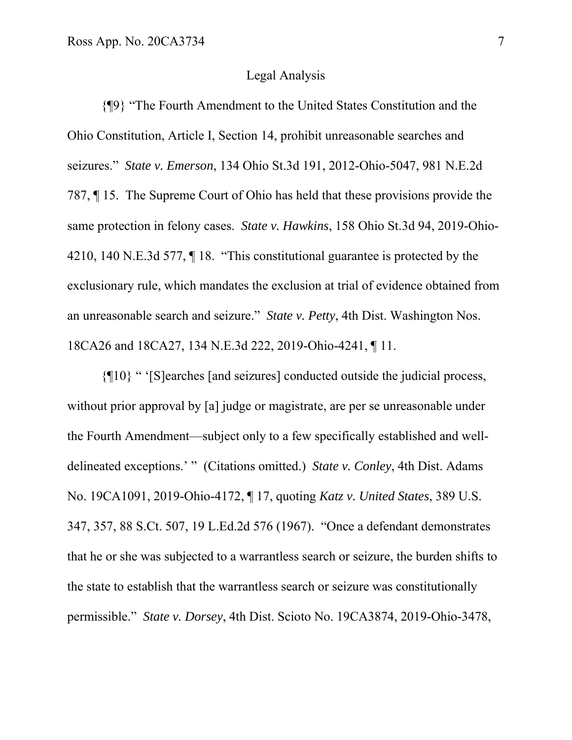## Legal Analysis

{¶9} "The Fourth Amendment to the United States Constitution and the Ohio Constitution, Article I, Section 14, prohibit unreasonable searches and seizures." *State v. Emerson*, 134 Ohio St.3d 191, 2012-Ohio-5047, 981 N.E.2d 787, ¶ 15. The Supreme Court of Ohio has held that these provisions provide the same protection in felony cases. *State v. Hawkins*, 158 Ohio St.3d 94, 2019-Ohio-4210, 140 N.E.3d 577, ¶ 18. "This constitutional guarantee is protected by the exclusionary rule, which mandates the exclusion at trial of evidence obtained from an unreasonable search and seizure." *State v. Petty*, 4th Dist. Washington Nos. 18CA26 and 18CA27, 134 N.E.3d 222, 2019-Ohio-4241, ¶ 11.

{¶10} " '[S]earches [and seizures] conducted outside the judicial process, without prior approval by [a] judge or magistrate, are per se unreasonable under the Fourth Amendment—subject only to a few specifically established and well-delineated exceptions.' " (Citations omitted.) *State v. Conley*, 4th Dist. Adams No. 19CA1091, 2019-Ohio-4172, ¶ 17, quoting *Katz v. United States*, 389 U.S. 347, 357, 88 S.Ct. 507, 19 L.Ed.2d 576 (1967). "Once a defendant demonstrates that he or she was subjected to a warrantless search or seizure, the burden shifts to the state to establish that the warrantless search or seizure was constitutionally permissible." *State v. Dorsey*, 4th Dist. Scioto No. 19CA3874, 2019-Ohio-3478,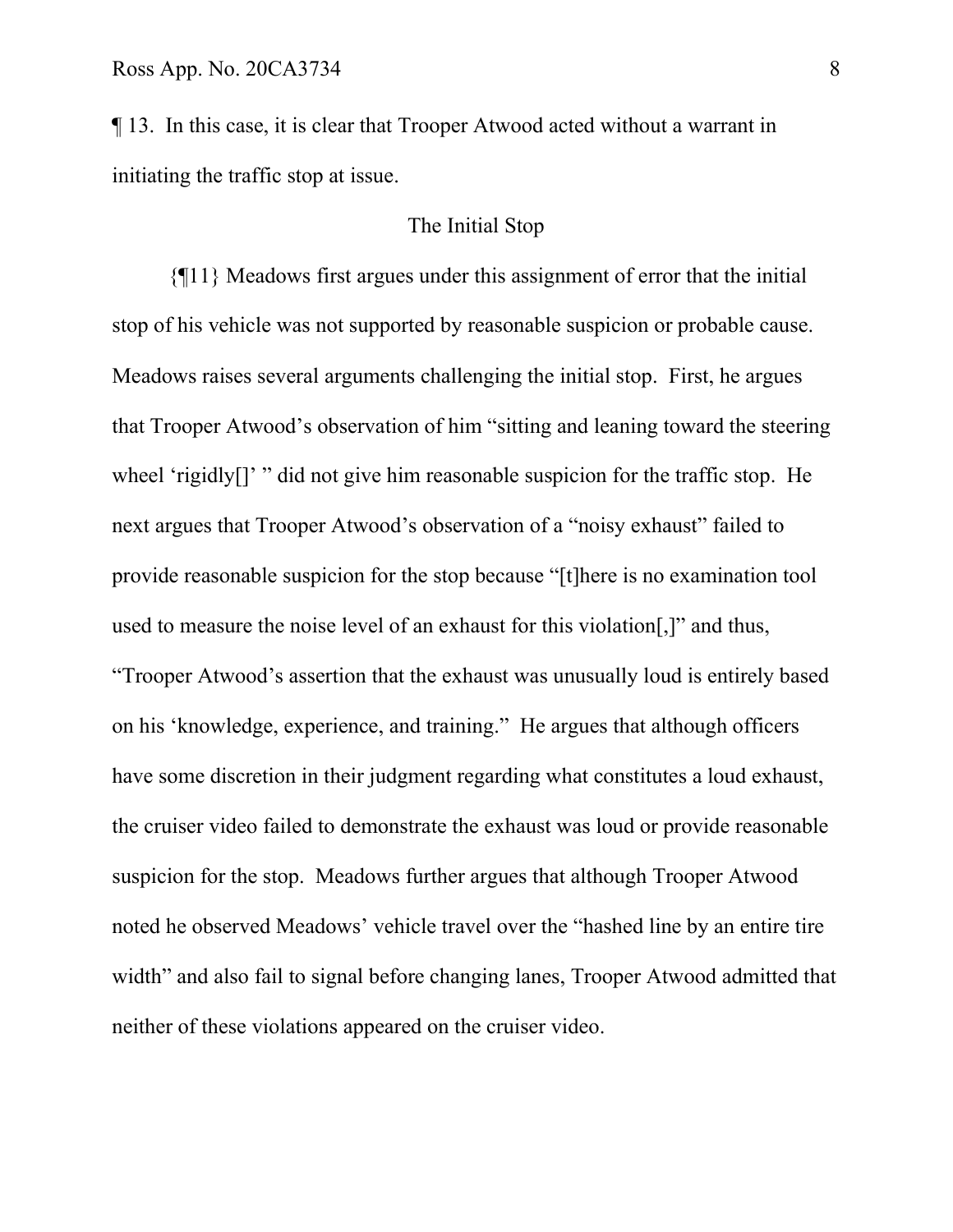¶ 13. In this case, it is clear that Trooper Atwood acted without a warrant in initiating the traffic stop at issue.

### The Initial Stop

{¶11} Meadows first argues under this assignment of error that the initial stop of his vehicle was not supported by reasonable suspicion or probable cause. Meadows raises several arguments challenging the initial stop. First, he argues that Trooper Atwood's observation of him "sitting and leaning toward the steering wheel 'rigidly[]' " did not give him reasonable suspicion for the traffic stop. He next argues that Trooper Atwood's observation of a "noisy exhaust" failed to provide reasonable suspicion for the stop because "[t]here is no examination tool used to measure the noise level of an exhaust for this violation[,]" and thus, "Trooper Atwood's assertion that the exhaust was unusually loud is entirely based on his 'knowledge, experience, and training." He argues that although officers have some discretion in their judgment regarding what constitutes a loud exhaust, the cruiser video failed to demonstrate the exhaust was loud or provide reasonable suspicion for the stop. Meadows further argues that although Trooper Atwood noted he observed Meadows' vehicle travel over the "hashed line by an entire tire width" and also fail to signal before changing lanes, Trooper Atwood admitted that neither of these violations appeared on the cruiser video.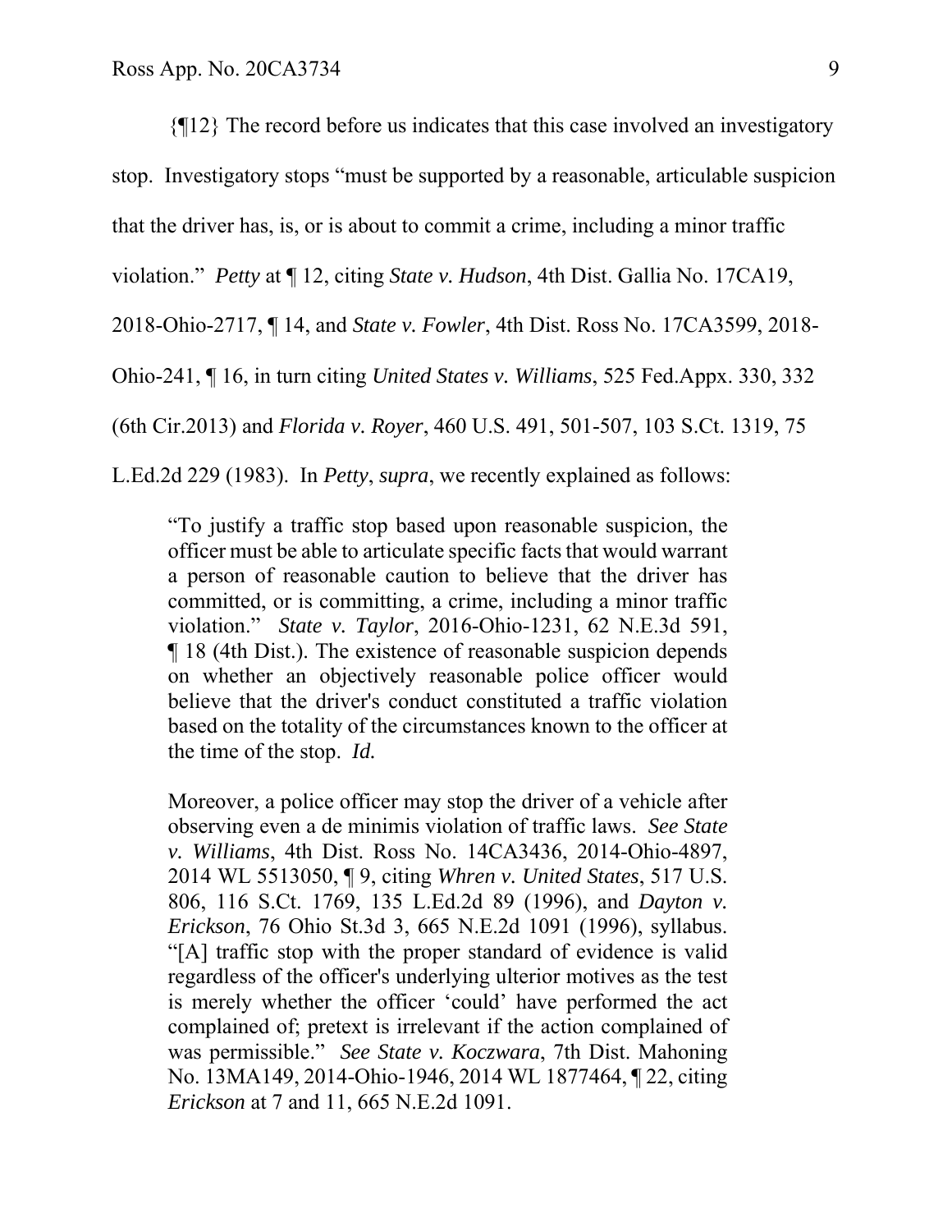{¶12} The record before us indicates that this case involved an investigatory stop. Investigatory stops "must be supported by a reasonable, articulable suspicion that the driver has, is, or is about to commit a crime, including a minor traffic violation." *Petty* at ¶ 12, citing *State v. Hudson*, 4th Dist. Gallia No. 17CA19, 2018-Ohio-2717, ¶ 14, and *State v. Fowler*, 4th Dist. Ross No. 17CA3599, 2018-Ohio-241, ¶ 16, in turn citing *United States v. Williams*, 525 Fed.Appx. 330, 332 (6th Cir.2013) and *Florida v. Royer*, 460 U.S. 491, 501-507, 103 S.Ct. 1319, 75 L.Ed.2d 229 (1983). In *Petty*, *supra*, we recently explained as follows:

> "To justify a traffic stop based upon reasonable suspicion, the officer must be able to articulate specific facts that would warrant a person of reasonable caution to believe that the driver has committed, or is committing, a crime, including a minor traffic violation." *State v. Taylor*, 2016-Ohio-1231, 62 N.E.3d 591, ¶ 18 (4th Dist.). The existence of reasonable suspicion depends on whether an objectively reasonable police officer would believe that the driver's conduct constituted a traffic violation based on the totality of the circumstances known to the officer at the time of the stop. *Id.*
>
> Moreover, a police officer may stop the driver of a vehicle after observing even a de minimis violation of traffic laws. *See State v. Williams*, 4th Dist. Ross No. 14CA3436, 2014-Ohio-4897, 2014 WL 5513050, ¶ 9, citing *Whren v. United States*, 517 U.S. 806, 116 S.Ct. 1769, 135 L.Ed.2d 89 (1996), and *Dayton v. Erickson*, 76 Ohio St.3d 3, 665 N.E.2d 1091 (1996), syllabus. "[A] traffic stop with the proper standard of evidence is valid regardless of the officer's underlying ulterior motives as the test is merely whether the officer 'could' have performed the act complained of; pretext is irrelevant if the action complained of was permissible." *See State v. Koczwara*, 7th Dist. Mahoning No. 13MA149, 2014-Ohio-1946, 2014 WL 1877464, ¶ 22, citing *Erickson* at 7 and 11, 665 N.E.2d 1091.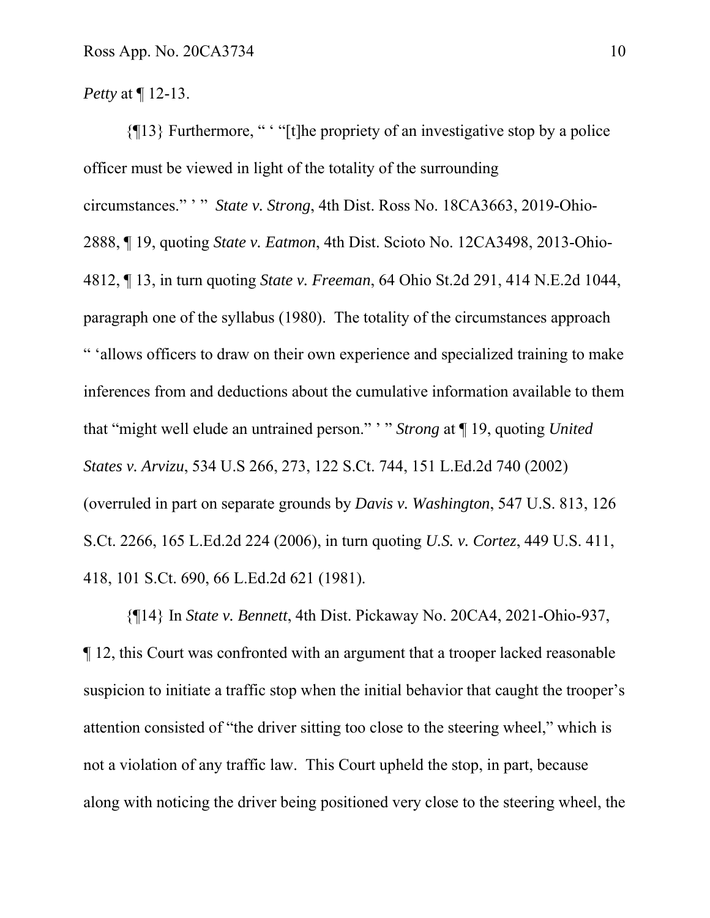*Petty* at ¶ 12-13.

{¶13} Furthermore, " ' "[t]he propriety of an investigative stop by a police officer must be viewed in light of the totality of the surrounding circumstances." ' " *State v. Strong*, 4th Dist. Ross No. 18CA3663, 2019-Ohio-2888, ¶ 19, quoting *State v. Eatmon*, 4th Dist. Scioto No. 12CA3498, 2013-Ohio-4812, ¶ 13, in turn quoting *State v. Freeman*, 64 Ohio St.2d 291, 414 N.E.2d 1044, paragraph one of the syllabus (1980). The totality of the circumstances approach " 'allows officers to draw on their own experience and specialized training to make inferences from and deductions about the cumulative information available to them that "might well elude an untrained person." ' " *Strong* at ¶ 19, quoting *United States v. Arvizu*, 534 U.S 266, 273, 122 S.Ct. 744, 151 L.Ed.2d 740 (2002) (overruled in part on separate grounds by *Davis v. Washington*, 547 U.S. 813, 126 S.Ct. 2266, 165 L.Ed.2d 224 (2006), in turn quoting *U.S. v. Cortez*, 449 U.S. 411, 418, 101 S.Ct. 690, 66 L.Ed.2d 621 (1981).

{¶14} In *State v. Bennett*, 4th Dist. Pickaway No. 20CA4, 2021-Ohio-937, ¶ 12, this Court was confronted with an argument that a trooper lacked reasonable suspicion to initiate a traffic stop when the initial behavior that caught the trooper's attention consisted of "the driver sitting too close to the steering wheel," which is not a violation of any traffic law. This Court upheld the stop, in part, because along with noticing the driver being positioned very close to the steering wheel, the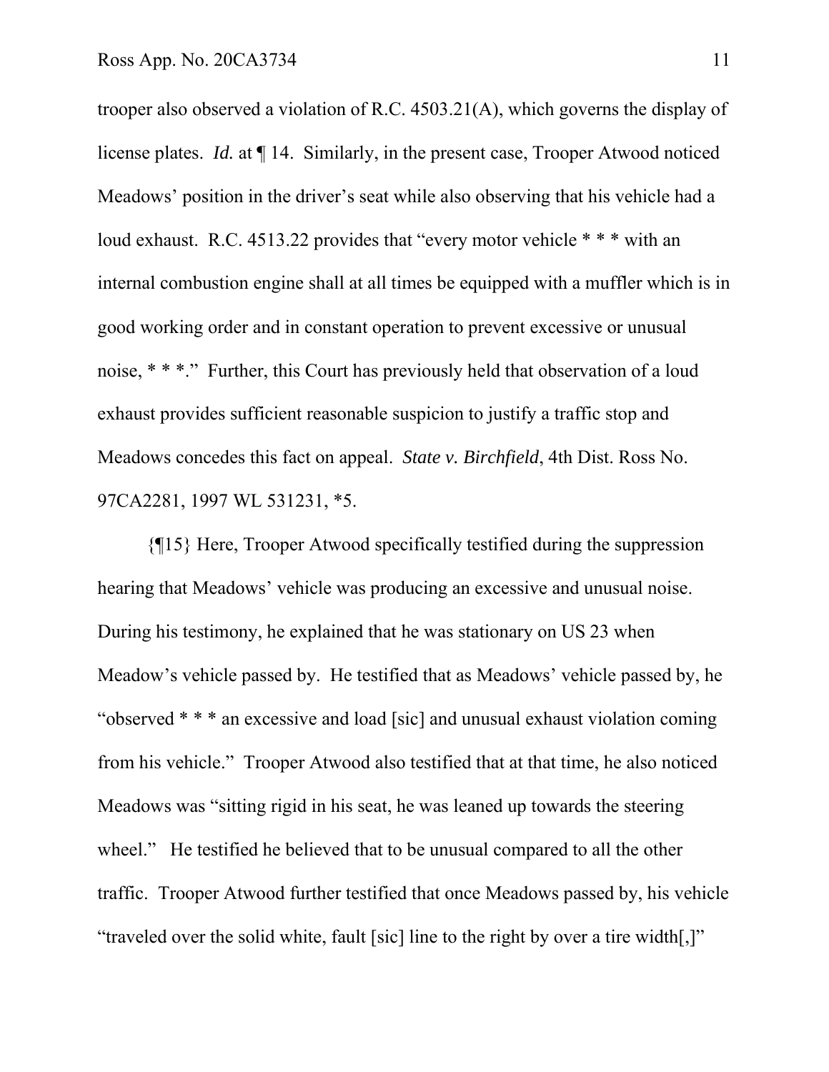trooper also observed a violation of R.C. 4503.21(A), which governs the display of license plates. *Id.* at ¶ 14. Similarly, in the present case, Trooper Atwood noticed Meadows' position in the driver's seat while also observing that his vehicle had a loud exhaust. R.C. 4513.22 provides that "every motor vehicle * * * with an internal combustion engine shall at all times be equipped with a muffler which is in good working order and in constant operation to prevent excessive or unusual noise, * * *." Further, this Court has previously held that observation of a loud exhaust provides sufficient reasonable suspicion to justify a traffic stop and Meadows concedes this fact on appeal. *State v. Birchfield*, 4th Dist. Ross No. 97CA2281, 1997 WL 531231, *5.

{¶15} Here, Trooper Atwood specifically testified during the suppression hearing that Meadows' vehicle was producing an excessive and unusual noise. During his testimony, he explained that he was stationary on US 23 when Meadow's vehicle passed by. He testified that as Meadows' vehicle passed by, he "observed * * * an excessive and load [sic] and unusual exhaust violation coming from his vehicle." Trooper Atwood also testified that at that time, he also noticed Meadows was "sitting rigid in his seat, he was leaned up towards the steering wheel." He testified he believed that to be unusual compared to all the other traffic. Trooper Atwood further testified that once Meadows passed by, his vehicle "traveled over the solid white, fault [sic] line to the right by over a tire width[,]"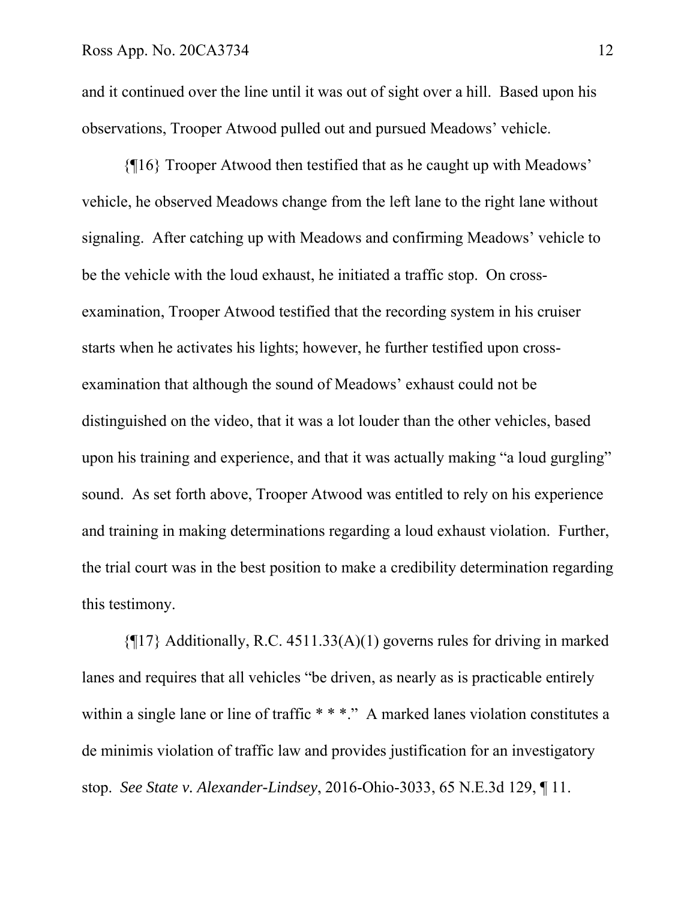and it continued over the line until it was out of sight over a hill. Based upon his observations, Trooper Atwood pulled out and pursued Meadows' vehicle.

{¶16} Trooper Atwood then testified that as he caught up with Meadows' vehicle, he observed Meadows change from the left lane to the right lane without signaling. After catching up with Meadows and confirming Meadows' vehicle to be the vehicle with the loud exhaust, he initiated a traffic stop. On cross-examination, Trooper Atwood testified that the recording system in his cruiser starts when he activates his lights; however, he further testified upon cross-examination that although the sound of Meadows' exhaust could not be distinguished on the video, that it was a lot louder than the other vehicles, based upon his training and experience, and that it was actually making "a loud gurgling" sound. As set forth above, Trooper Atwood was entitled to rely on his experience and training in making determinations regarding a loud exhaust violation. Further, the trial court was in the best position to make a credibility determination regarding this testimony.

{¶17} Additionally, R.C. 4511.33(A)(1) governs rules for driving in marked lanes and requires that all vehicles "be driven, as nearly as is practicable entirely within a single lane or line of traffic * * *." A marked lanes violation constitutes a de minimis violation of traffic law and provides justification for an investigatory stop. *See State v. Alexander-Lindsey*, 2016-Ohio-3033, 65 N.E.3d 129, ¶ 11.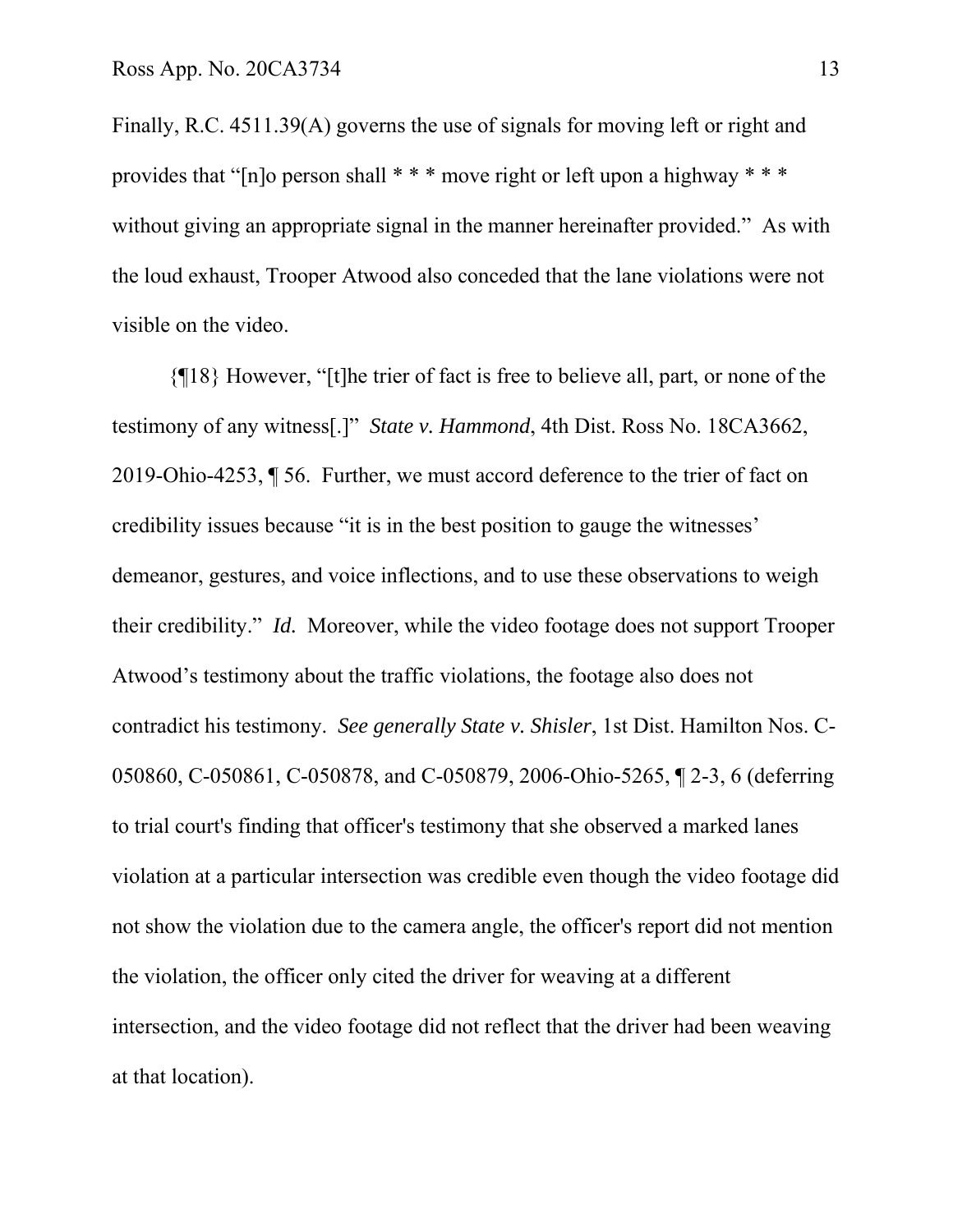Finally, R.C. 4511.39(A) governs the use of signals for moving left or right and provides that "[n]o person shall * * * move right or left upon a highway * * * without giving an appropriate signal in the manner hereinafter provided." As with the loud exhaust, Trooper Atwood also conceded that the lane violations were not visible on the video.

{¶18} However, "[t]he trier of fact is free to believe all, part, or none of the testimony of any witness[.]" *State v. Hammond*, 4th Dist. Ross No. 18CA3662, 2019-Ohio-4253, ¶ 56. Further, we must accord deference to the trier of fact on credibility issues because "it is in the best position to gauge the witnesses' demeanor, gestures, and voice inflections, and to use these observations to weigh their credibility." *Id.* Moreover, while the video footage does not support Trooper Atwood's testimony about the traffic violations, the footage also does not contradict his testimony. *See generally State v. Shisler*, 1st Dist. Hamilton Nos. C-050860, C-050861, C-050878, and C-050879, 2006-Ohio-5265, ¶ 2-3, 6 (deferring to trial court's finding that officer's testimony that she observed a marked lanes violation at a particular intersection was credible even though the video footage did not show the violation due to the camera angle, the officer's report did not mention the violation, the officer only cited the driver for weaving at a different intersection, and the video footage did not reflect that the driver had been weaving at that location).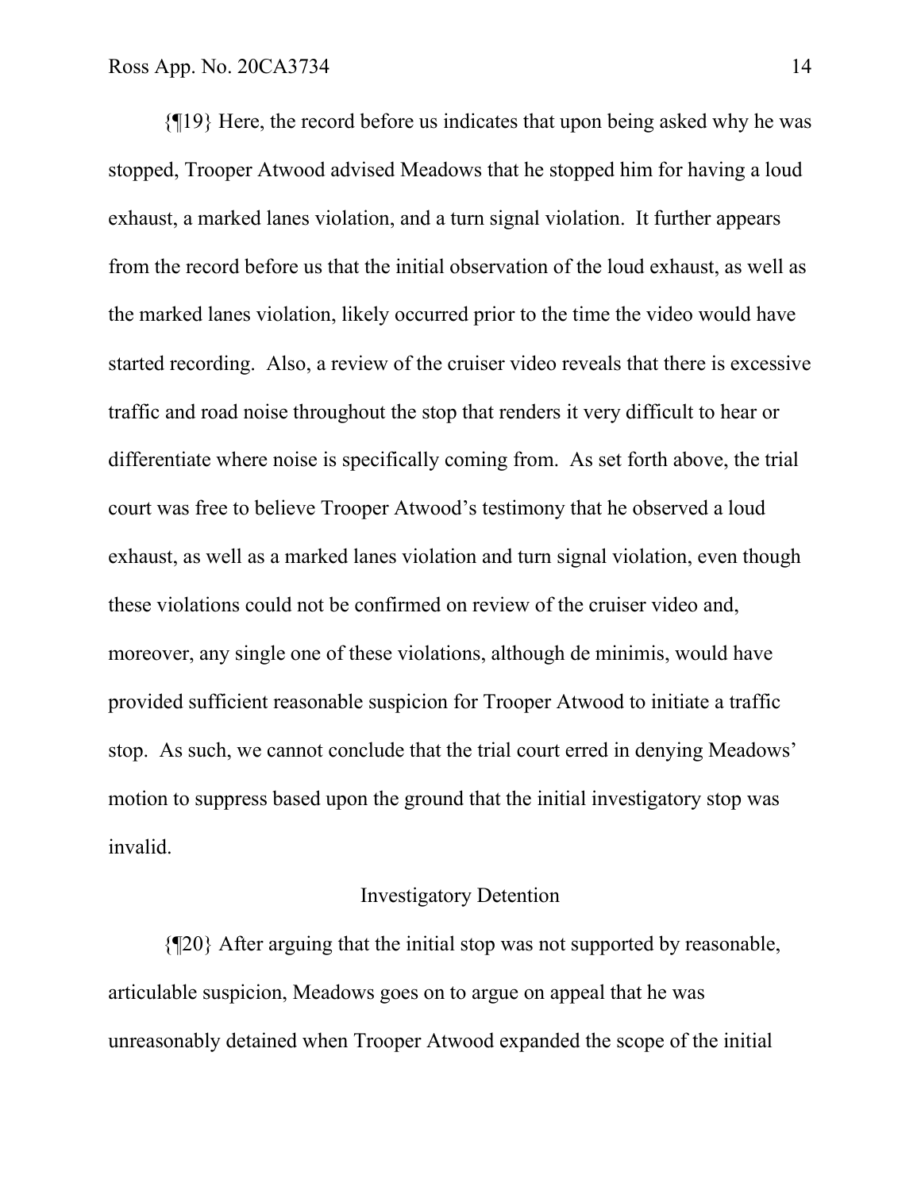{¶19} Here, the record before us indicates that upon being asked why he was stopped, Trooper Atwood advised Meadows that he stopped him for having a loud exhaust, a marked lanes violation, and a turn signal violation. It further appears from the record before us that the initial observation of the loud exhaust, as well as the marked lanes violation, likely occurred prior to the time the video would have started recording. Also, a review of the cruiser video reveals that there is excessive traffic and road noise throughout the stop that renders it very difficult to hear or differentiate where noise is specifically coming from. As set forth above, the trial court was free to believe Trooper Atwood's testimony that he observed a loud exhaust, as well as a marked lanes violation and turn signal violation, even though these violations could not be confirmed on review of the cruiser video and, moreover, any single one of these violations, although de minimis, would have provided sufficient reasonable suspicion for Trooper Atwood to initiate a traffic stop. As such, we cannot conclude that the trial court erred in denying Meadows' motion to suppress based upon the ground that the initial investigatory stop was invalid.

### Investigatory Detention

{¶20} After arguing that the initial stop was not supported by reasonable, articulable suspicion, Meadows goes on to argue on appeal that he was unreasonably detained when Trooper Atwood expanded the scope of the initial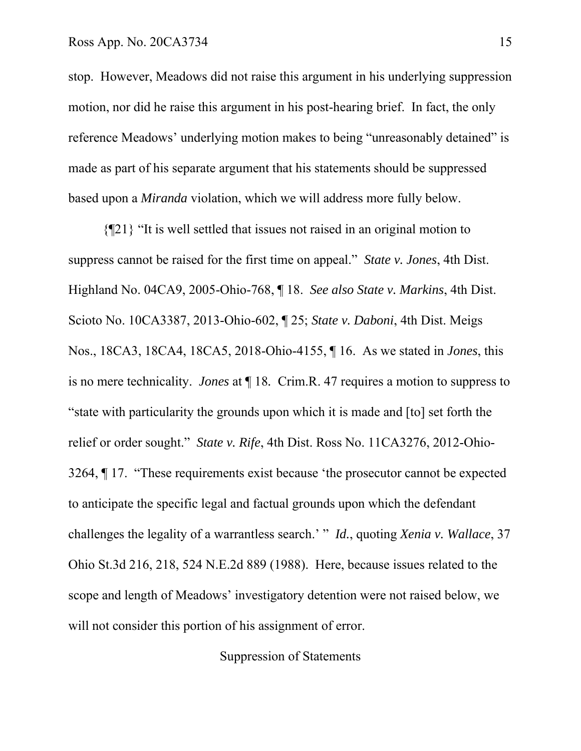stop. However, Meadows did not raise this argument in his underlying suppression motion, nor did he raise this argument in his post-hearing brief. In fact, the only reference Meadows' underlying motion makes to being "unreasonably detained" is made as part of his separate argument that his statements should be suppressed based upon a *Miranda* violation, which we will address more fully below.

{¶21} "It is well settled that issues not raised in an original motion to suppress cannot be raised for the first time on appeal." *State v. Jones*, 4th Dist. Highland No. 04CA9, 2005-Ohio-768, ¶ 18. *See also State v. Markins*, 4th Dist. Scioto No. 10CA3387, 2013-Ohio-602, ¶ 25; *State v. Daboni*, 4th Dist. Meigs Nos., 18CA3, 18CA4, 18CA5, 2018-Ohio-4155, ¶ 16. As we stated in *Jones*, this is no mere technicality. *Jones* at ¶ 18. Crim.R. 47 requires a motion to suppress to "state with particularity the grounds upon which it is made and [to] set forth the relief or order sought." *State v. Rife*, 4th Dist. Ross No. 11CA3276, 2012-Ohio-3264, ¶ 17. "These requirements exist because 'the prosecutor cannot be expected to anticipate the specific legal and factual grounds upon which the defendant challenges the legality of a warrantless search.' " *Id.*, quoting *Xenia v. Wallace*, 37 Ohio St.3d 216, 218, 524 N.E.2d 889 (1988). Here, because issues related to the scope and length of Meadows' investigatory detention were not raised below, we will not consider this portion of his assignment of error.

## Suppression of Statements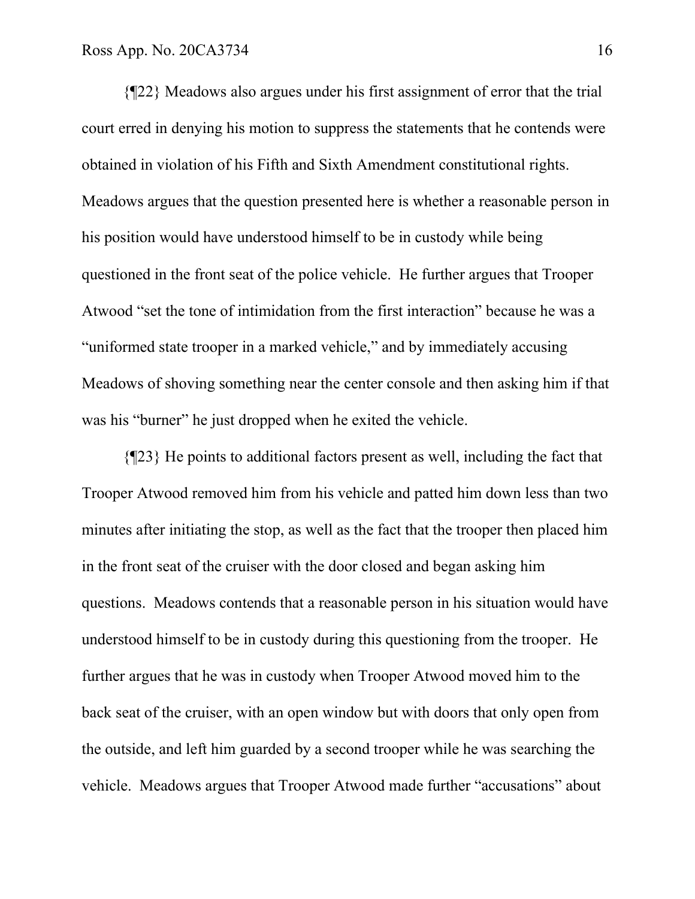{¶22} Meadows also argues under his first assignment of error that the trial court erred in denying his motion to suppress the statements that he contends were obtained in violation of his Fifth and Sixth Amendment constitutional rights. Meadows argues that the question presented here is whether a reasonable person in his position would have understood himself to be in custody while being questioned in the front seat of the police vehicle. He further argues that Trooper Atwood "set the tone of intimidation from the first interaction" because he was a "uniformed state trooper in a marked vehicle," and by immediately accusing Meadows of shoving something near the center console and then asking him if that was his "burner" he just dropped when he exited the vehicle.

{¶23} He points to additional factors present as well, including the fact that Trooper Atwood removed him from his vehicle and patted him down less than two minutes after initiating the stop, as well as the fact that the trooper then placed him in the front seat of the cruiser with the door closed and began asking him questions. Meadows contends that a reasonable person in his situation would have understood himself to be in custody during this questioning from the trooper. He further argues that he was in custody when Trooper Atwood moved him to the back seat of the cruiser, with an open window but with doors that only open from the outside, and left him guarded by a second trooper while he was searching the vehicle. Meadows argues that Trooper Atwood made further "accusations" about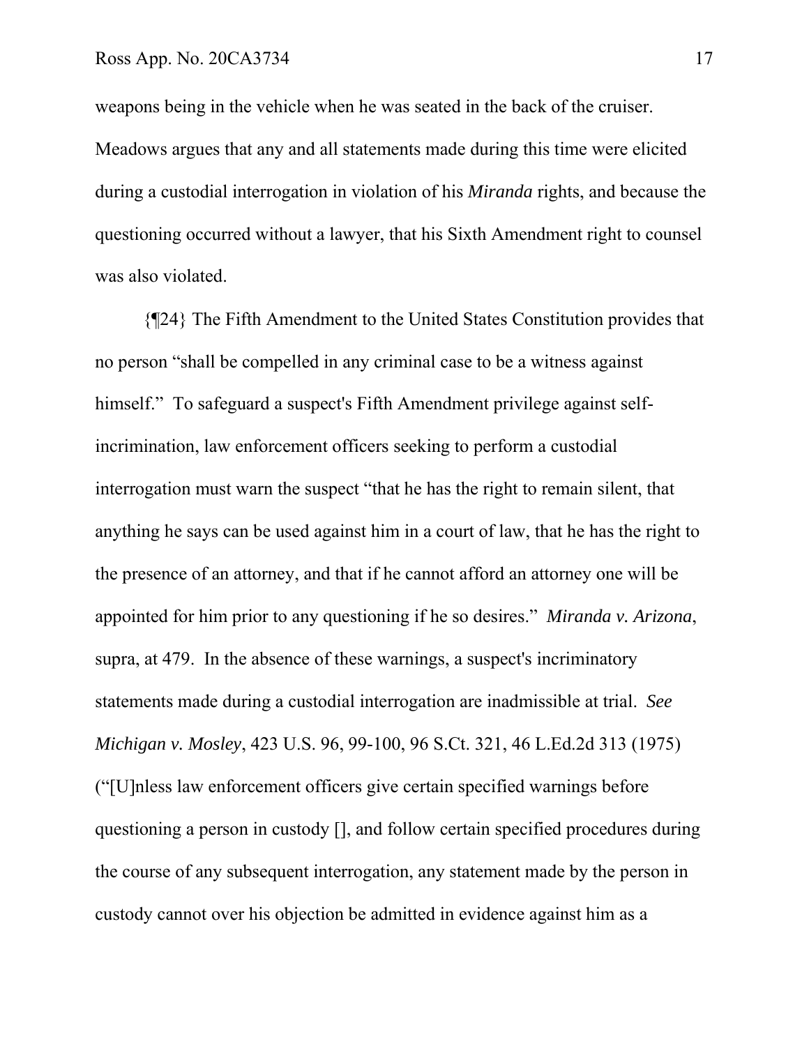weapons being in the vehicle when he was seated in the back of the cruiser. Meadows argues that any and all statements made during this time were elicited during a custodial interrogation in violation of his *Miranda* rights, and because the questioning occurred without a lawyer, that his Sixth Amendment right to counsel was also violated.

{¶24} The Fifth Amendment to the United States Constitution provides that no person "shall be compelled in any criminal case to be a witness against himself." To safeguard a suspect's Fifth Amendment privilege against self-incrimination, law enforcement officers seeking to perform a custodial interrogation must warn the suspect "that he has the right to remain silent, that anything he says can be used against him in a court of law, that he has the right to the presence of an attorney, and that if he cannot afford an attorney one will be appointed for him prior to any questioning if he so desires." *Miranda v. Arizona*, supra, at 479. In the absence of these warnings, a suspect's incriminatory statements made during a custodial interrogation are inadmissible at trial. *See Michigan v. Mosley*, 423 U.S. 96, 99-100, 96 S.Ct. 321, 46 L.Ed.2d 313 (1975) ("[U]nless law enforcement officers give certain specified warnings before questioning a person in custody [], and follow certain specified procedures during the course of any subsequent interrogation, any statement made by the person in custody cannot over his objection be admitted in evidence against him as a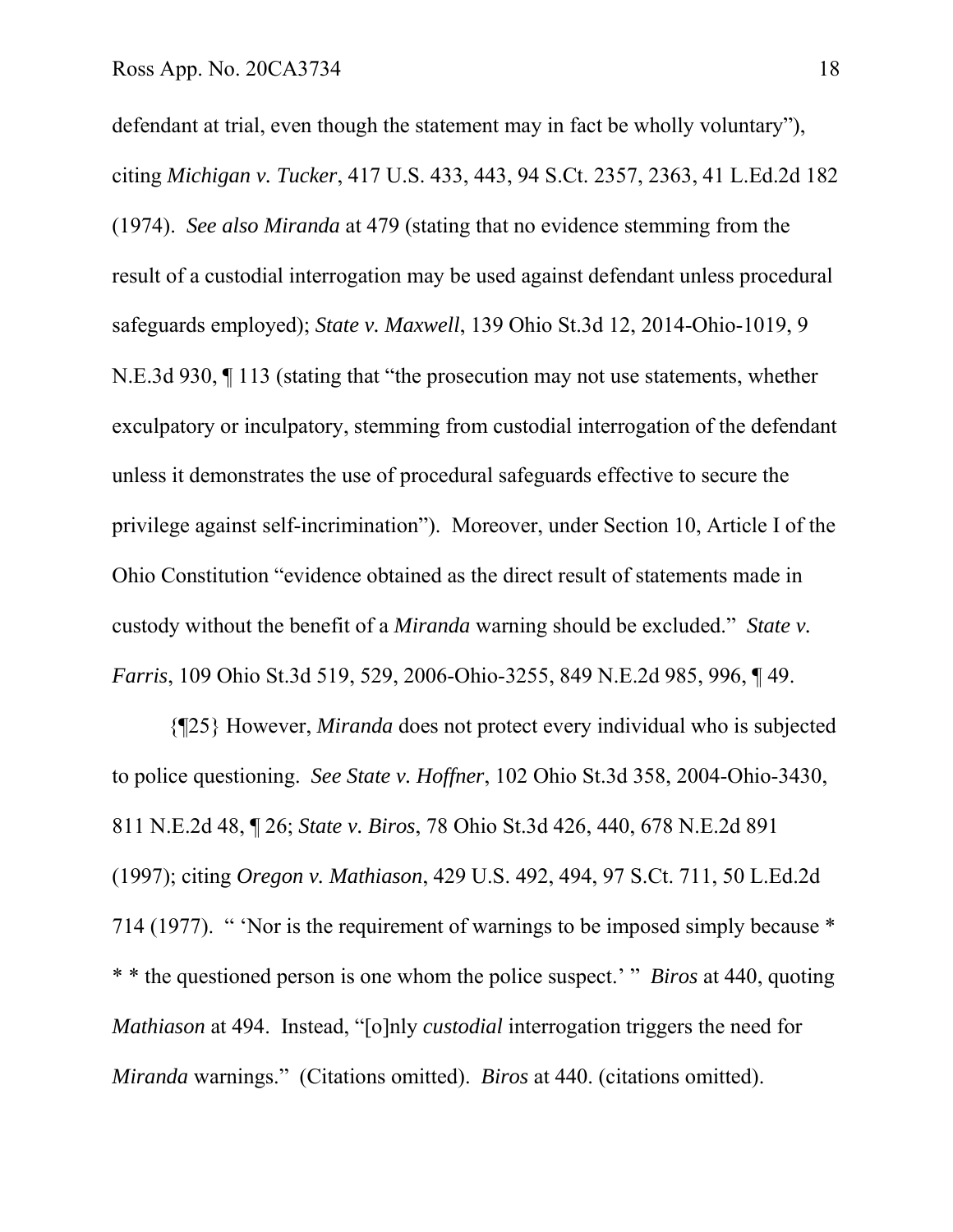defendant at trial, even though the statement may in fact be wholly voluntary"), citing *Michigan v. Tucker*, 417 U.S. 433, 443, 94 S.Ct. 2357, 2363, 41 L.Ed.2d 182 (1974). *See also Miranda* at 479 (stating that no evidence stemming from the result of a custodial interrogation may be used against defendant unless procedural safeguards employed); *State v. Maxwell*, 139 Ohio St.3d 12, 2014-Ohio-1019, 9 N.E.3d 930, ¶ 113 (stating that "the prosecution may not use statements, whether exculpatory or inculpatory, stemming from custodial interrogation of the defendant unless it demonstrates the use of procedural safeguards effective to secure the privilege against self-incrimination"). Moreover, under Section 10, Article I of the Ohio Constitution "evidence obtained as the direct result of statements made in custody without the benefit of a *Miranda* warning should be excluded." *State v. Farris*, 109 Ohio St.3d 519, 529, 2006-Ohio-3255, 849 N.E.2d 985, 996, ¶ 49.

{¶25} However, *Miranda* does not protect every individual who is subjected to police questioning. *See State v. Hoffner*, 102 Ohio St.3d 358, 2004-Ohio-3430, 811 N.E.2d 48, ¶ 26; *State v. Biros*, 78 Ohio St.3d 426, 440, 678 N.E.2d 891 (1997); citing *Oregon v. Mathiason*, 429 U.S. 492, 494, 97 S.Ct. 711, 50 L.Ed.2d 714 (1977). " 'Nor is the requirement of warnings to be imposed simply because * * * the questioned person is one whom the police suspect.' " *Biros* at 440, quoting *Mathiason* at 494. Instead, "[o]nly *custodial* interrogation triggers the need for *Miranda* warnings." (Citations omitted). *Biros* at 440. (citations omitted).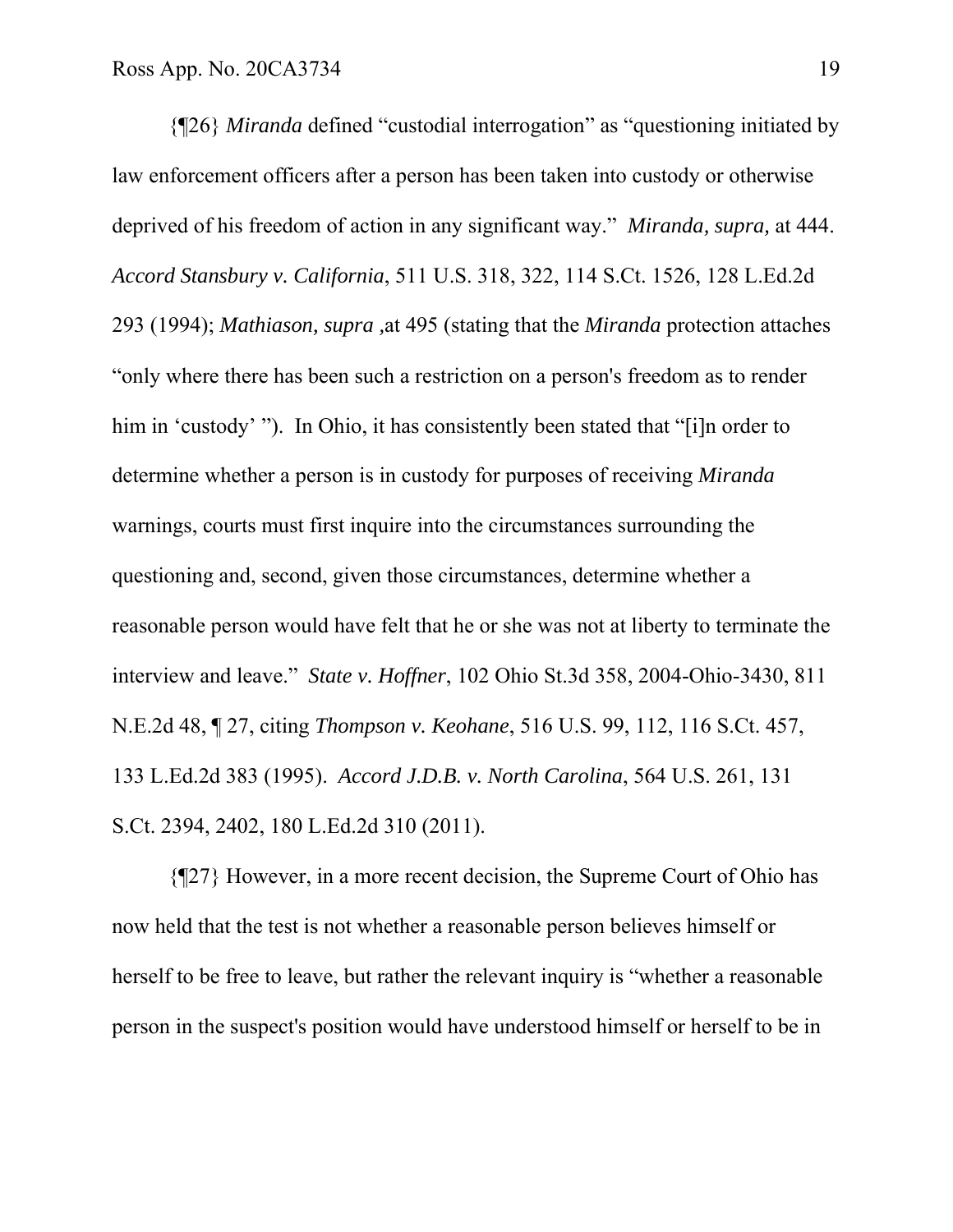{¶26} *Miranda* defined "custodial interrogation" as "questioning initiated by law enforcement officers after a person has been taken into custody or otherwise deprived of his freedom of action in any significant way." *Miranda, supra,* at 444. *Accord Stansbury v. California*, 511 U.S. 318, 322, 114 S.Ct. 1526, 128 L.Ed.2d 293 (1994); *Mathiason, supra* ,at 495 (stating that the *Miranda* protection attaches "only where there has been such a restriction on a person's freedom as to render him in 'custody' "). In Ohio, it has consistently been stated that "[i]n order to determine whether a person is in custody for purposes of receiving *Miranda* warnings, courts must first inquire into the circumstances surrounding the questioning and, second, given those circumstances, determine whether a reasonable person would have felt that he or she was not at liberty to terminate the interview and leave." *State v. Hoffner*, 102 Ohio St.3d 358, 2004-Ohio-3430, 811 N.E.2d 48, ¶ 27, citing *Thompson v. Keohane*, 516 U.S. 99, 112, 116 S.Ct. 457, 133 L.Ed.2d 383 (1995). *Accord J.D.B. v. North Carolina*, 564 U.S. 261, 131 S.Ct. 2394, 2402, 180 L.Ed.2d 310 (2011).

{¶27} However, in a more recent decision, the Supreme Court of Ohio has now held that the test is not whether a reasonable person believes himself or herself to be free to leave, but rather the relevant inquiry is "whether a reasonable person in the suspect's position would have understood himself or herself to be in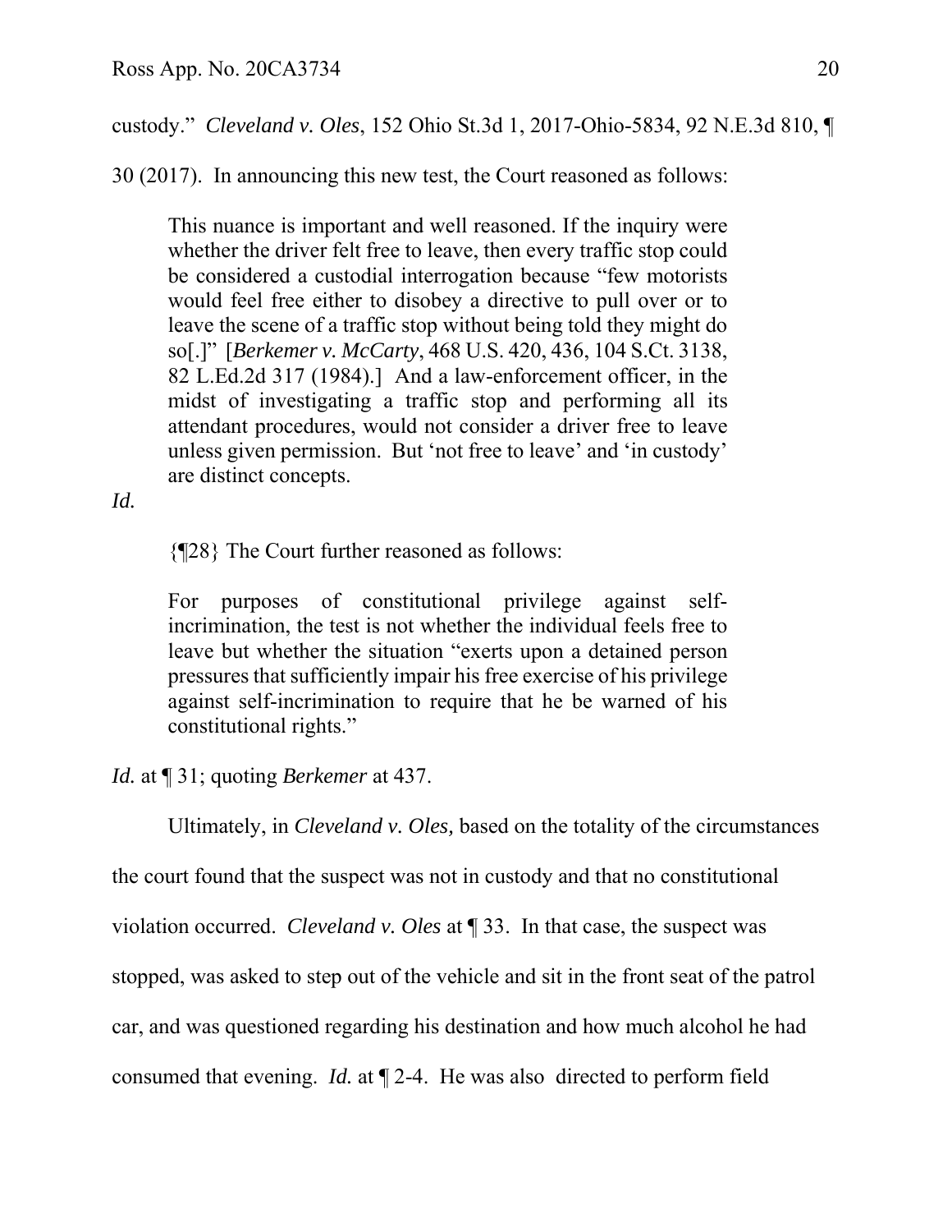custody." *Cleveland v. Oles*, 152 Ohio St.3d 1, 2017-Ohio-5834, 92 N.E.3d 810, ¶ 30 (2017). In announcing this new test, the Court reasoned as follows:

> This nuance is important and well reasoned. If the inquiry were whether the driver felt free to leave, then every traffic stop could be considered a custodial interrogation because "few motorists would feel free either to disobey a directive to pull over or to leave the scene of a traffic stop without being told they might do so[.]" [*Berkemer v. McCarty*, 468 U.S. 420, 436, 104 S.Ct. 3138, 82 L.Ed.2d 317 (1984).] And a law-enforcement officer, in the midst of investigating a traffic stop and performing all its attendant procedures, would not consider a driver free to leave unless given permission. But 'not free to leave' and 'in custody' are distinct concepts.

*Id.*

{¶28} The Court further reasoned as follows:

> For purposes of constitutional privilege against self-incrimination, the test is not whether the individual feels free to leave but whether the situation "exerts upon a detained person pressures that sufficiently impair his free exercise of his privilege against self-incrimination to require that he be warned of his constitutional rights."

*Id.* at ¶ 31; quoting *Berkemer* at 437.

Ultimately, in *Cleveland v. Oles,* based on the totality of the circumstances the court found that the suspect was not in custody and that no constitutional violation occurred. *Cleveland v. Oles* at ¶ 33. In that case, the suspect was stopped, was asked to step out of the vehicle and sit in the front seat of the patrol car, and was questioned regarding his destination and how much alcohol he had consumed that evening. *Id.* at ¶ 2-4. He was also directed to perform field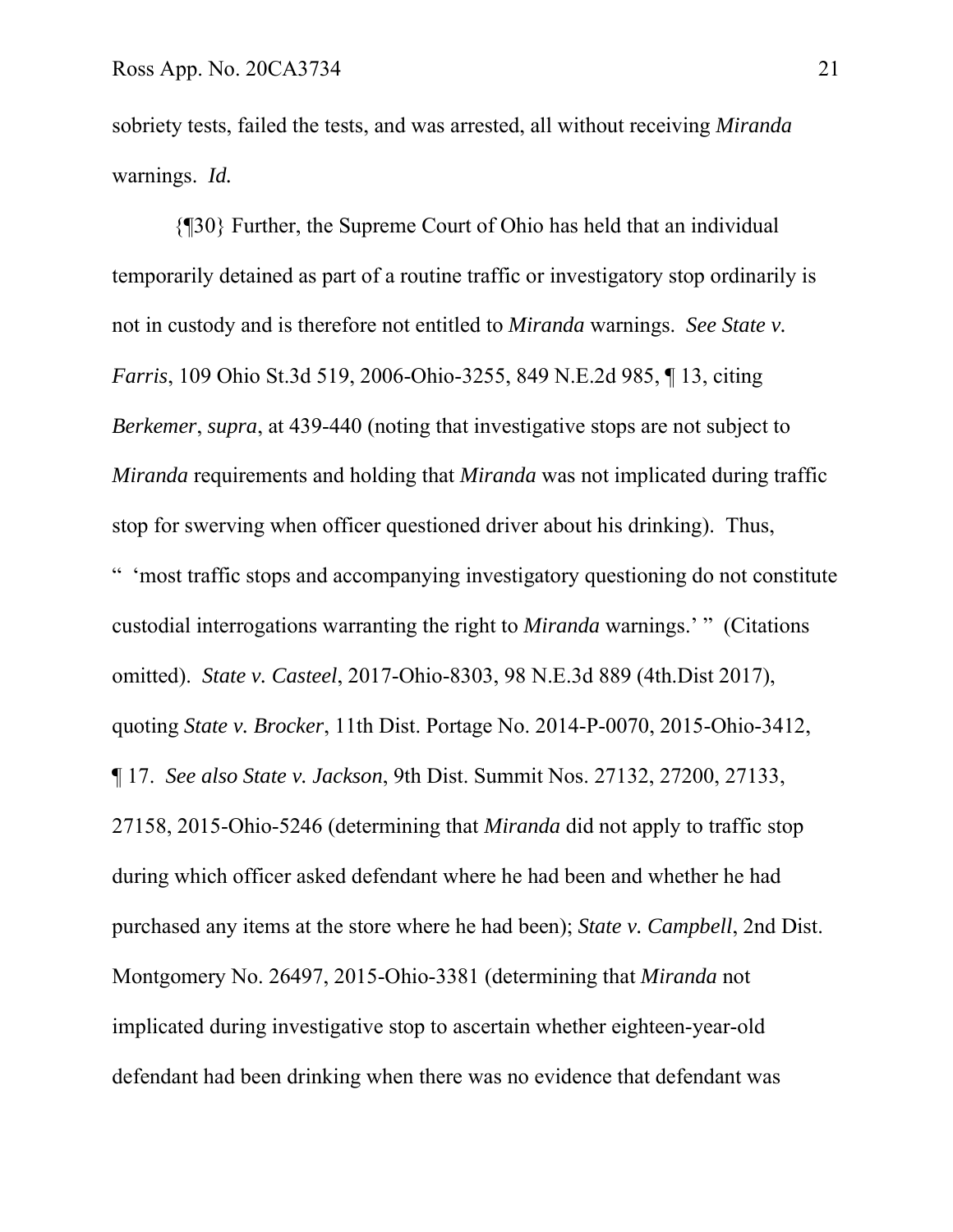sobriety tests, failed the tests, and was arrested, all without receiving *Miranda* warnings. *Id.*

{¶30} Further, the Supreme Court of Ohio has held that an individual temporarily detained as part of a routine traffic or investigatory stop ordinarily is not in custody and is therefore not entitled to *Miranda* warnings. *See State v. Farris*, 109 Ohio St.3d 519, 2006-Ohio-3255, 849 N.E.2d 985, ¶ 13, citing *Berkemer*, *supra*, at 439-440 (noting that investigative stops are not subject to *Miranda* requirements and holding that *Miranda* was not implicated during traffic stop for swerving when officer questioned driver about his drinking). Thus, " 'most traffic stops and accompanying investigatory questioning do not constitute custodial interrogations warranting the right to *Miranda* warnings.' " (Citations omitted). *State v. Casteel*, 2017-Ohio-8303, 98 N.E.3d 889 (4th.Dist 2017), quoting *State v. Brocker*, 11th Dist. Portage No. 2014-P-0070, 2015-Ohio-3412, ¶ 17. *See also State v. Jackson*, 9th Dist. Summit Nos. 27132, 27200, 27133, 27158, 2015-Ohio-5246 (determining that *Miranda* did not apply to traffic stop during which officer asked defendant where he had been and whether he had purchased any items at the store where he had been); *State v. Campbell*, 2nd Dist. Montgomery No. 26497, 2015-Ohio-3381 (determining that *Miranda* not implicated during investigative stop to ascertain whether eighteen-year-old defendant had been drinking when there was no evidence that defendant was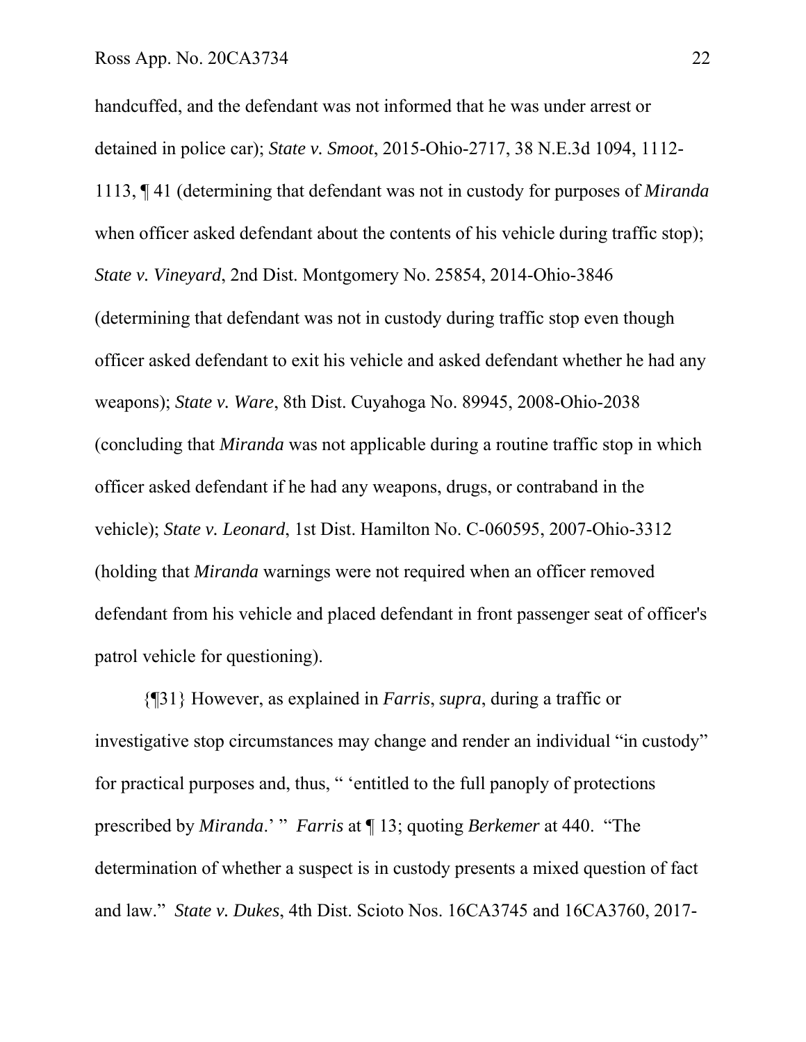handcuffed, and the defendant was not informed that he was under arrest or detained in police car); *State v. Smoot*, 2015-Ohio-2717, 38 N.E.3d 1094, 1112-1113, ¶ 41 (determining that defendant was not in custody for purposes of *Miranda* when officer asked defendant about the contents of his vehicle during traffic stop); *State v. Vineyard*, 2nd Dist. Montgomery No. 25854, 2014-Ohio-3846 (determining that defendant was not in custody during traffic stop even though officer asked defendant to exit his vehicle and asked defendant whether he had any weapons); *State v. Ware*, 8th Dist. Cuyahoga No. 89945, 2008-Ohio-2038 (concluding that *Miranda* was not applicable during a routine traffic stop in which officer asked defendant if he had any weapons, drugs, or contraband in the vehicle); *State v. Leonard*, 1st Dist. Hamilton No. C-060595, 2007-Ohio-3312 (holding that *Miranda* warnings were not required when an officer removed defendant from his vehicle and placed defendant in front passenger seat of officer's patrol vehicle for questioning).

{¶31} However, as explained in *Farris*, *supra*, during a traffic or investigative stop circumstances may change and render an individual "in custody" for practical purposes and, thus, " 'entitled to the full panoply of protections prescribed by *Miranda*.' " *Farris* at ¶ 13; quoting *Berkemer* at 440. "The determination of whether a suspect is in custody presents a mixed question of fact and law." *State v. Dukes*, 4th Dist. Scioto Nos. 16CA3745 and 16CA3760, 2017-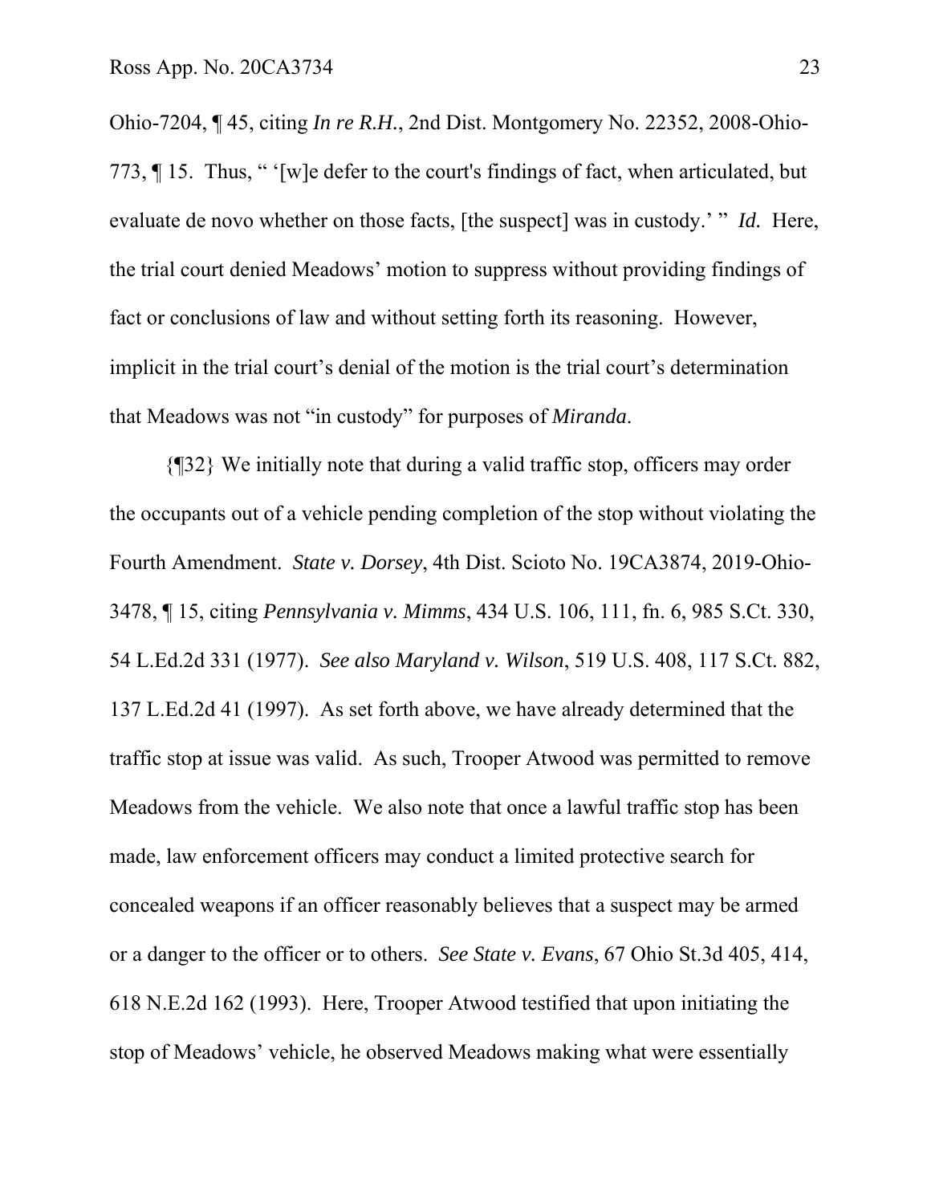Ohio-7204, ¶ 45, citing *In re R.H.*, 2nd Dist. Montgomery No. 22352, 2008-Ohio-773, ¶ 15. Thus, " '[w]e defer to the court's findings of fact, when articulated, but evaluate de novo whether on those facts, [the suspect] was in custody.' " *Id.* Here, the trial court denied Meadows' motion to suppress without providing findings of fact or conclusions of law and without setting forth its reasoning. However, implicit in the trial court's denial of the motion is the trial court's determination that Meadows was not "in custody" for purposes of *Miranda*.

{¶32} We initially note that during a valid traffic stop, officers may order the occupants out of a vehicle pending completion of the stop without violating the Fourth Amendment. *State v. Dorsey*, 4th Dist. Scioto No. 19CA3874, 2019-Ohio-3478, ¶ 15, citing *Pennsylvania v. Mimms*, 434 U.S. 106, 111, fn. 6, 985 S.Ct. 330, 54 L.Ed.2d 331 (1977). *See also Maryland v. Wilson*, 519 U.S. 408, 117 S.Ct. 882, 137 L.Ed.2d 41 (1997). As set forth above, we have already determined that the traffic stop at issue was valid. As such, Trooper Atwood was permitted to remove Meadows from the vehicle. We also note that once a lawful traffic stop has been made, law enforcement officers may conduct a limited protective search for concealed weapons if an officer reasonably believes that a suspect may be armed or a danger to the officer or to others. *See State v. Evans*, 67 Ohio St.3d 405, 414, 618 N.E.2d 162 (1993). Here, Trooper Atwood testified that upon initiating the stop of Meadows' vehicle, he observed Meadows making what were essentially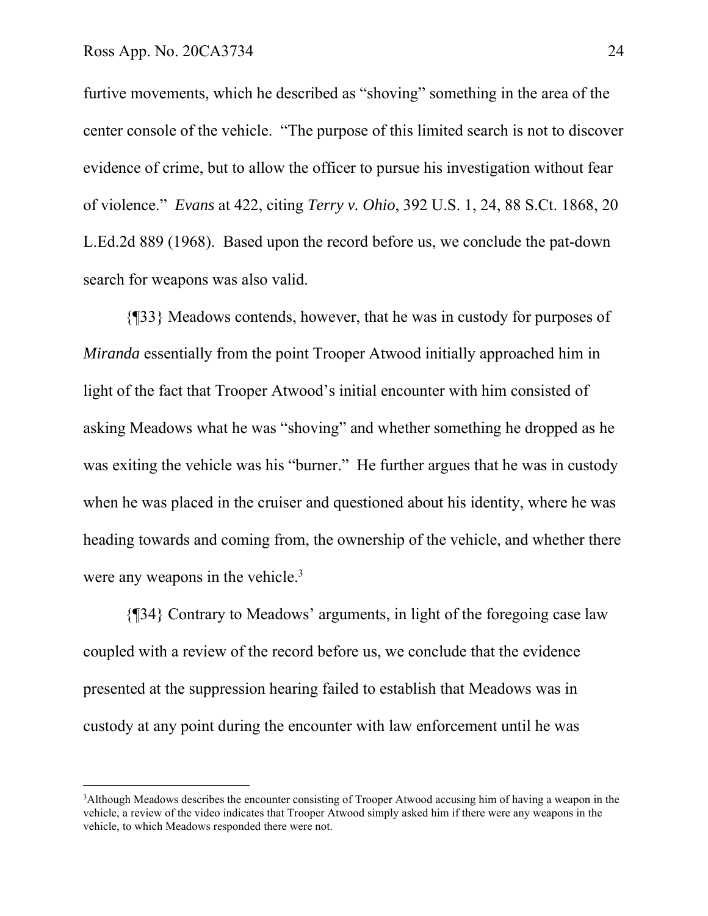furtive movements, which he described as "shoving" something in the area of the center console of the vehicle. "The purpose of this limited search is not to discover evidence of crime, but to allow the officer to pursue his investigation without fear of violence." *Evans* at 422, citing *Terry v. Ohio*, 392 U.S. 1, 24, 88 S.Ct. 1868, 20 L.Ed.2d 889 (1968). Based upon the record before us, we conclude the pat-down search for weapons was also valid.

{¶33} Meadows contends, however, that he was in custody for purposes of *Miranda* essentially from the point Trooper Atwood initially approached him in light of the fact that Trooper Atwood's initial encounter with him consisted of asking Meadows what he was "shoving" and whether something he dropped as he was exiting the vehicle was his "burner." He further argues that he was in custody when he was placed in the cruiser and questioned about his identity, where he was heading towards and coming from, the ownership of the vehicle, and whether there were any weapons in the vehicle.[3]

{¶34} Contrary to Meadows' arguments, in light of the foregoing case law coupled with a review of the record before us, we conclude that the evidence presented at the suppression hearing failed to establish that Meadows was in custody at any point during the encounter with law enforcement until he was

---

[3]Although Meadows describes the encounter consisting of Trooper Atwood accusing him of having a weapon in the vehicle, a review of the video indicates that Trooper Atwood simply asked him if there were any weapons in the vehicle, to which Meadows responded there were not.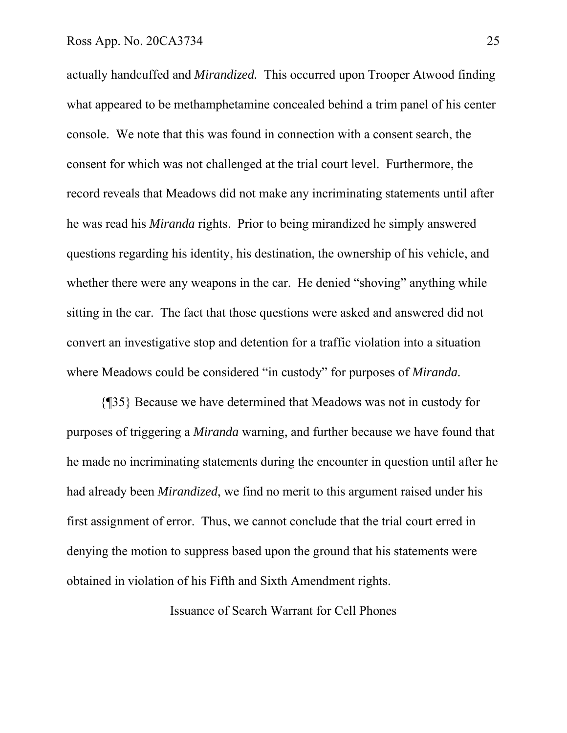actually handcuffed and *Mirandized.* This occurred upon Trooper Atwood finding what appeared to be methamphetamine concealed behind a trim panel of his center console. We note that this was found in connection with a consent search, the consent for which was not challenged at the trial court level. Furthermore, the record reveals that Meadows did not make any incriminating statements until after he was read his *Miranda* rights. Prior to being mirandized he simply answered questions regarding his identity, his destination, the ownership of his vehicle, and whether there were any weapons in the car. He denied "shoving" anything while sitting in the car. The fact that those questions were asked and answered did not convert an investigative stop and detention for a traffic violation into a situation where Meadows could be considered "in custody" for purposes of *Miranda.*

{¶35} Because we have determined that Meadows was not in custody for purposes of triggering a *Miranda* warning, and further because we have found that he made no incriminating statements during the encounter in question until after he had already been *Mirandized*, we find no merit to this argument raised under his first assignment of error. Thus, we cannot conclude that the trial court erred in denying the motion to suppress based upon the ground that his statements were obtained in violation of his Fifth and Sixth Amendment rights.

## Issuance of Search Warrant for Cell Phones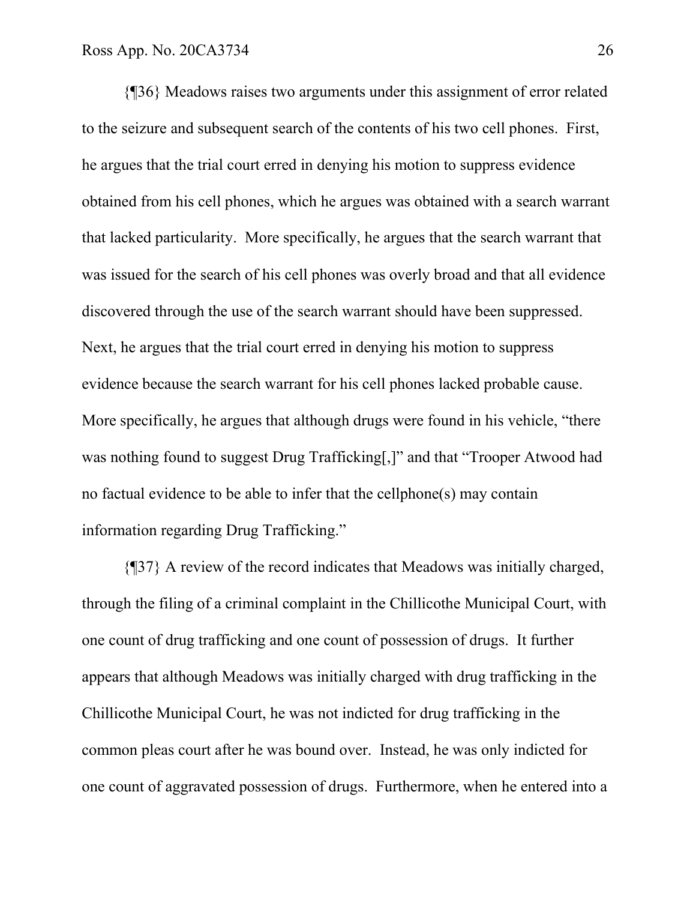{¶36} Meadows raises two arguments under this assignment of error related to the seizure and subsequent search of the contents of his two cell phones. First, he argues that the trial court erred in denying his motion to suppress evidence obtained from his cell phones, which he argues was obtained with a search warrant that lacked particularity. More specifically, he argues that the search warrant that was issued for the search of his cell phones was overly broad and that all evidence discovered through the use of the search warrant should have been suppressed. Next, he argues that the trial court erred in denying his motion to suppress evidence because the search warrant for his cell phones lacked probable cause. More specifically, he argues that although drugs were found in his vehicle, "there was nothing found to suggest Drug Trafficking[,]" and that "Trooper Atwood had no factual evidence to be able to infer that the cellphone(s) may contain information regarding Drug Trafficking."

{¶37} A review of the record indicates that Meadows was initially charged, through the filing of a criminal complaint in the Chillicothe Municipal Court, with one count of drug trafficking and one count of possession of drugs. It further appears that although Meadows was initially charged with drug trafficking in the Chillicothe Municipal Court, he was not indicted for drug trafficking in the common pleas court after he was bound over. Instead, he was only indicted for one count of aggravated possession of drugs. Furthermore, when he entered into a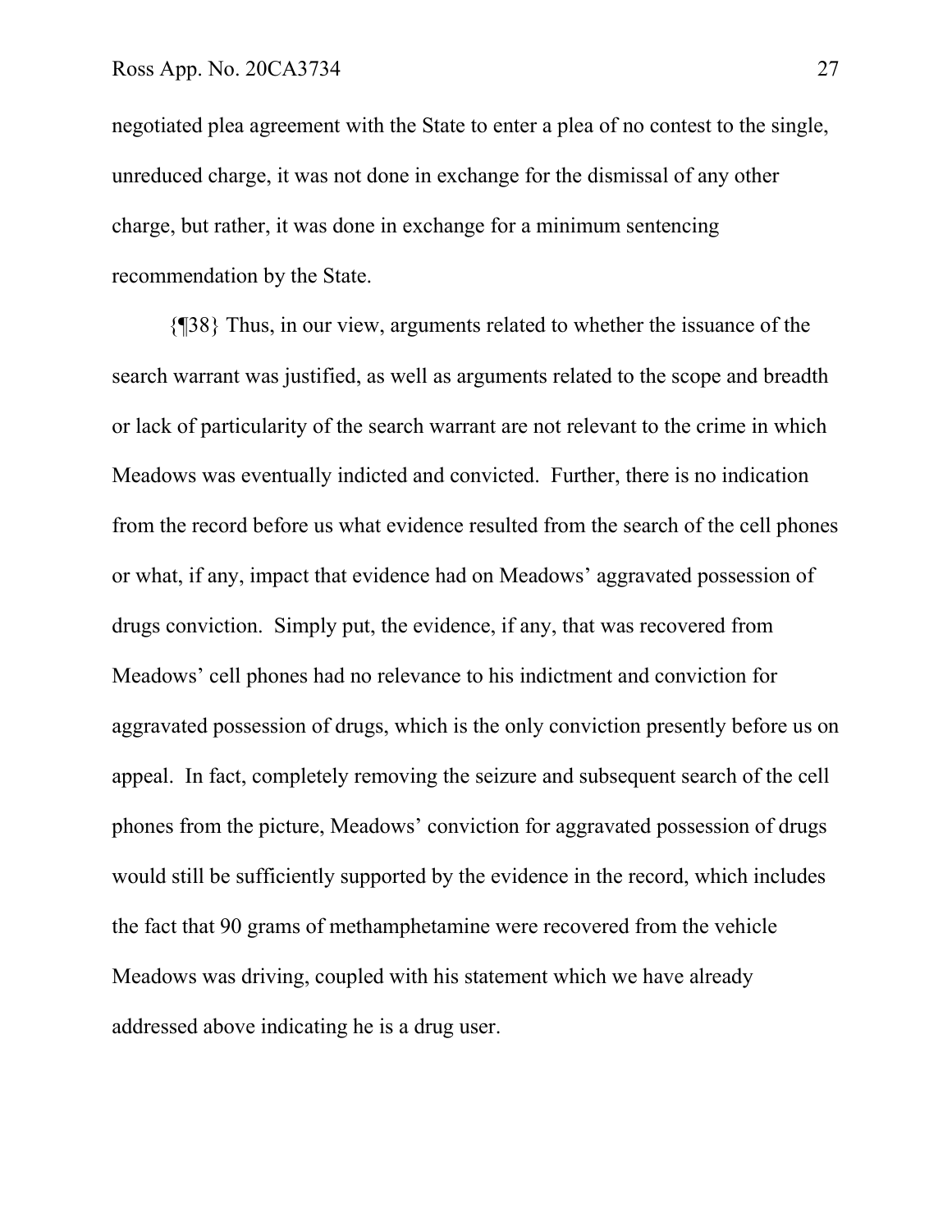negotiated plea agreement with the State to enter a plea of no contest to the single, unreduced charge, it was not done in exchange for the dismissal of any other charge, but rather, it was done in exchange for a minimum sentencing recommendation by the State.

{¶38} Thus, in our view, arguments related to whether the issuance of the search warrant was justified, as well as arguments related to the scope and breadth or lack of particularity of the search warrant are not relevant to the crime in which Meadows was eventually indicted and convicted. Further, there is no indication from the record before us what evidence resulted from the search of the cell phones or what, if any, impact that evidence had on Meadows' aggravated possession of drugs conviction. Simply put, the evidence, if any, that was recovered from Meadows' cell phones had no relevance to his indictment and conviction for aggravated possession of drugs, which is the only conviction presently before us on appeal. In fact, completely removing the seizure and subsequent search of the cell phones from the picture, Meadows' conviction for aggravated possession of drugs would still be sufficiently supported by the evidence in the record, which includes the fact that 90 grams of methamphetamine were recovered from the vehicle Meadows was driving, coupled with his statement which we have already addressed above indicating he is a drug user.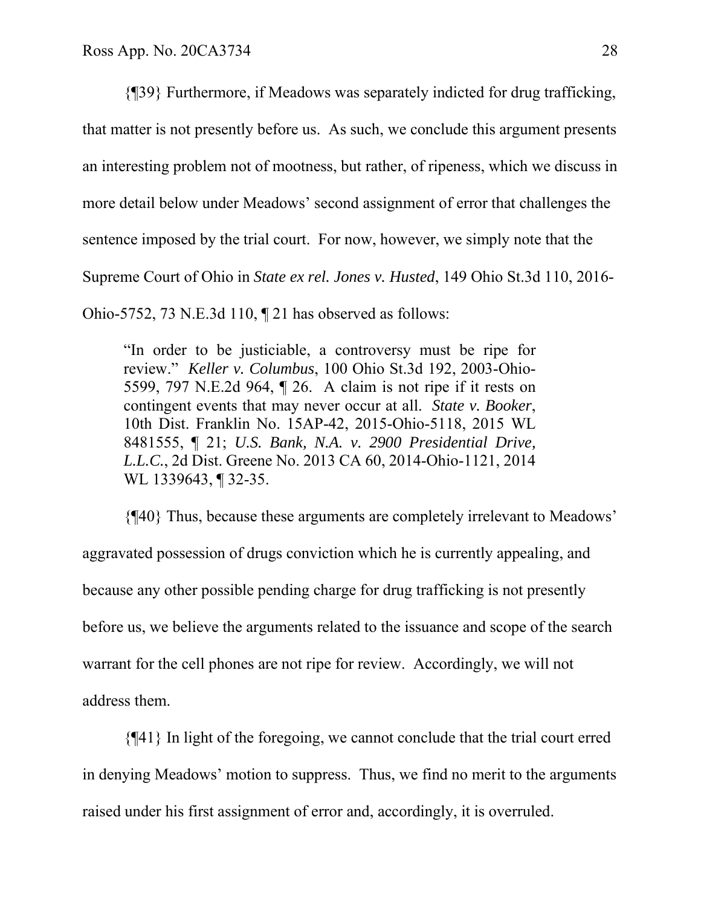{¶39} Furthermore, if Meadows was separately indicted for drug trafficking, that matter is not presently before us. As such, we conclude this argument presents an interesting problem not of mootness, but rather, of ripeness, which we discuss in more detail below under Meadows' second assignment of error that challenges the sentence imposed by the trial court. For now, however, we simply note that the Supreme Court of Ohio in *State ex rel. Jones v. Husted*, 149 Ohio St.3d 110, 2016-Ohio-5752, 73 N.E.3d 110, ¶ 21 has observed as follows:

> "In order to be justiciable, a controversy must be ripe for review." *Keller v. Columbus*, 100 Ohio St.3d 192, 2003-Ohio-5599, 797 N.E.2d 964, ¶ 26. A claim is not ripe if it rests on contingent events that may never occur at all. *State v. Booker*, 10th Dist. Franklin No. 15AP-42, 2015-Ohio-5118, 2015 WL 8481555, ¶ 21; *U.S. Bank, N.A. v. 2900 Presidential Drive, L.L.C.*, 2d Dist. Greene No. 2013 CA 60, 2014-Ohio-1121, 2014 WL 1339643, ¶ 32-35.

{¶40} Thus, because these arguments are completely irrelevant to Meadows' aggravated possession of drugs conviction which he is currently appealing, and because any other possible pending charge for drug trafficking is not presently before us, we believe the arguments related to the issuance and scope of the search warrant for the cell phones are not ripe for review. Accordingly, we will not address them.

{¶41} In light of the foregoing, we cannot conclude that the trial court erred in denying Meadows' motion to suppress. Thus, we find no merit to the arguments raised under his first assignment of error and, accordingly, it is overruled.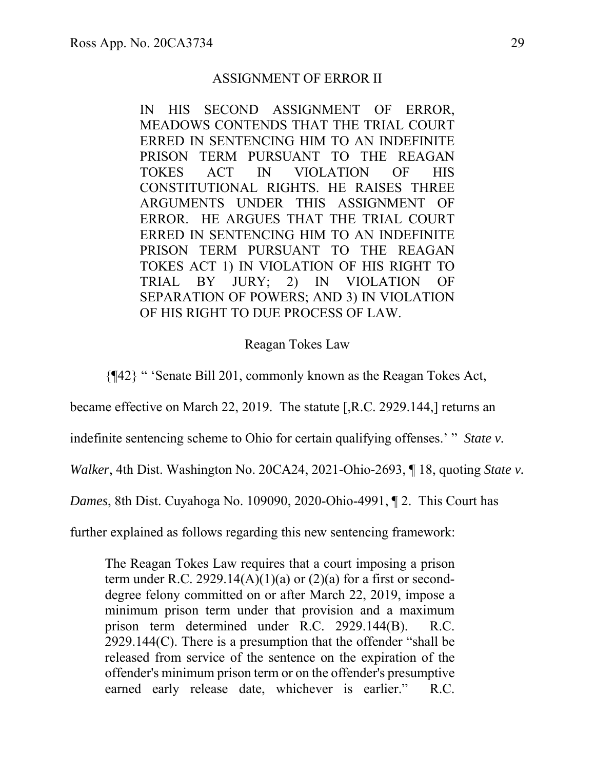ASSIGNMENT OF ERROR II

> IN HIS SECOND ASSIGNMENT OF ERROR, MEADOWS CONTENDS THAT THE TRIAL COURT ERRED IN SENTENCING HIM TO AN INDEFINITE PRISON TERM PURSUANT TO THE REAGAN TOKES ACT IN VIOLATION OF HIS CONSTITUTIONAL RIGHTS. HE RAISES THREE ARGUMENTS UNDER THIS ASSIGNMENT OF ERROR. HE ARGUES THAT THE TRIAL COURT ERRED IN SENTENCING HIM TO AN INDEFINITE PRISON TERM PURSUANT TO THE REAGAN TOKES ACT 1) IN VIOLATION OF HIS RIGHT TO TRIAL BY JURY; 2) IN VIOLATION OF SEPARATION OF POWERS; AND 3) IN VIOLATION OF HIS RIGHT TO DUE PROCESS OF LAW.

Reagan Tokes Law

{¶42} " 'Senate Bill 201, commonly known as the Reagan Tokes Act, became effective on March 22, 2019. The statute [,R.C. 2929.144,] returns an indefinite sentencing scheme to Ohio for certain qualifying offenses.' " *State v. Walker*, 4th Dist. Washington No. 20CA24, 2021-Ohio-2693, ¶ 18, quoting *State v. Dames*, 8th Dist. Cuyahoga No. 109090, 2020-Ohio-4991, ¶ 2. This Court has further explained as follows regarding this new sentencing framework:

> The Reagan Tokes Law requires that a court imposing a prison term under R.C. 2929.14(A)(1)(a) or (2)(a) for a first or second-degree felony committed on or after March 22, 2019, impose a minimum prison term under that provision and a maximum prison term determined under R.C. 2929.144(B). R.C. 2929.144(C). There is a presumption that the offender "shall be released from service of the sentence on the expiration of the offender's minimum prison term or on the offender's presumptive earned early release date, whichever is earlier." R.C.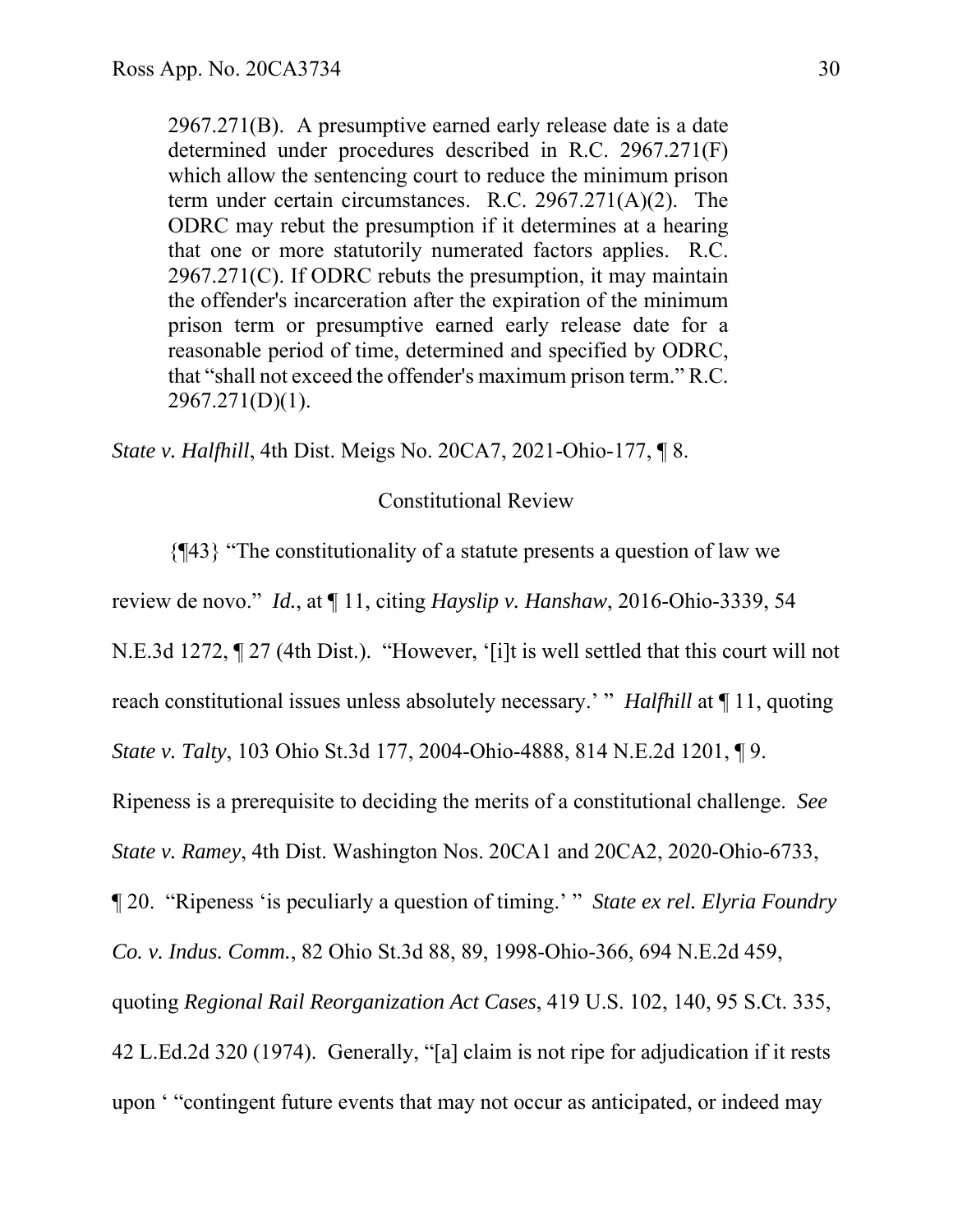> 2967.271(B). A presumptive earned early release date is a date determined under procedures described in R.C. 2967.271(F) which allow the sentencing court to reduce the minimum prison term under certain circumstances. R.C. 2967.271(A)(2). The ODRC may rebut the presumption if it determines at a hearing that one or more statutorily numerated factors applies. R.C. 2967.271(C). If ODRC rebuts the presumption, it may maintain the offender's incarceration after the expiration of the minimum prison term or presumptive earned early release date for a reasonable period of time, determined and specified by ODRC, that "shall not exceed the offender's maximum prison term." R.C. 2967.271(D)(1).

*State v. Halfhill*, 4th Dist. Meigs No. 20CA7, 2021-Ohio-177, ¶ 8.

Constitutional Review

{¶43} "The constitutionality of a statute presents a question of law we review de novo." *Id.*, at ¶ 11, citing *Hayslip v. Hanshaw*, 2016-Ohio-3339, 54 N.E.3d 1272, ¶ 27 (4th Dist.). "However, '[i]t is well settled that this court will not reach constitutional issues unless absolutely necessary.' " *Halfhill* at ¶ 11, quoting *State v. Talty*, 103 Ohio St.3d 177, 2004-Ohio-4888, 814 N.E.2d 1201, ¶ 9. Ripeness is a prerequisite to deciding the merits of a constitutional challenge. *See State v. Ramey*, 4th Dist. Washington Nos. 20CA1 and 20CA2, 2020-Ohio-6733, ¶ 20. "Ripeness 'is peculiarly a question of timing.' " *State ex rel. Elyria Foundry Co. v. Indus. Comm.*, 82 Ohio St.3d 88, 89, 1998-Ohio-366, 694 N.E.2d 459, quoting *Regional Rail Reorganization Act Cases*, 419 U.S. 102, 140, 95 S.Ct. 335, 42 L.Ed.2d 320 (1974). Generally, "[a] claim is not ripe for adjudication if it rests upon ' "contingent future events that may not occur as anticipated, or indeed may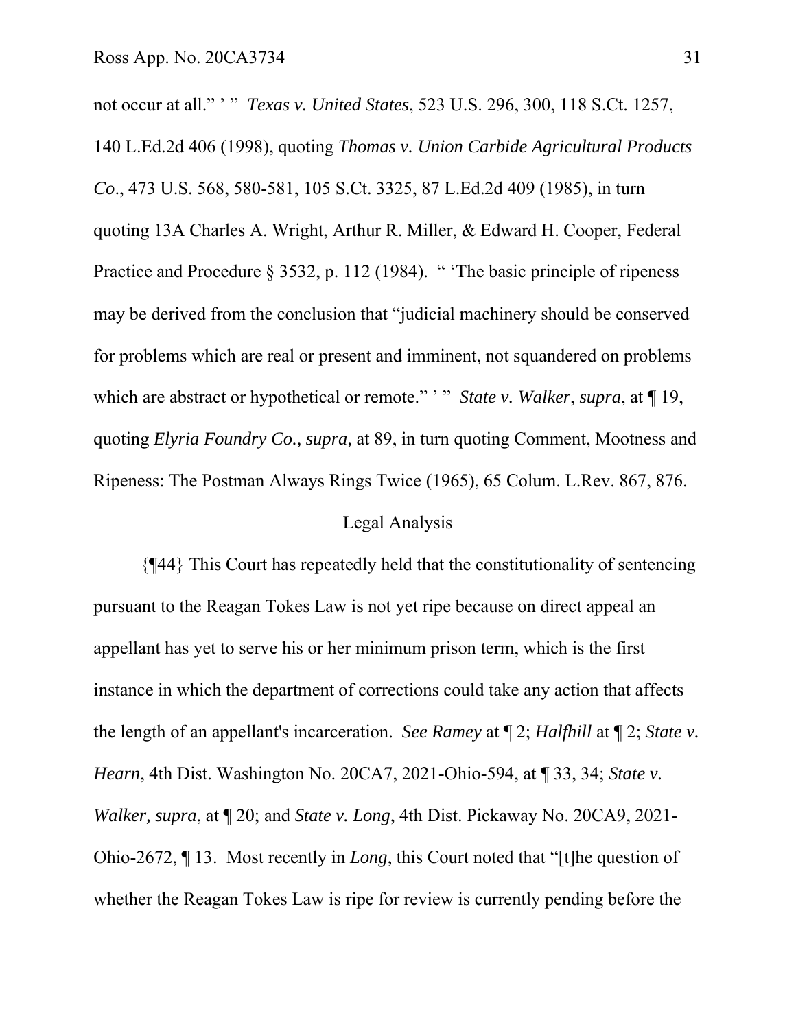not occur at all." ' " *Texas v. United States*, 523 U.S. 296, 300, 118 S.Ct. 1257, 140 L.Ed.2d 406 (1998), quoting *Thomas v. Union Carbide Agricultural Products Co*., 473 U.S. 568, 580-581, 105 S.Ct. 3325, 87 L.Ed.2d 409 (1985), in turn quoting 13A Charles A. Wright, Arthur R. Miller, & Edward H. Cooper, Federal Practice and Procedure § 3532, p. 112 (1984). " 'The basic principle of ripeness may be derived from the conclusion that "judicial machinery should be conserved for problems which are real or present and imminent, not squandered on problems which are abstract or hypothetical or remote." ' " *State v. Walker*, *supra*, at ¶ 19, quoting *Elyria Foundry Co., supra,* at 89, in turn quoting Comment, Mootness and Ripeness: The Postman Always Rings Twice (1965), 65 Colum. L.Rev. 867, 876.

Legal Analysis

{¶44} This Court has repeatedly held that the constitutionality of sentencing pursuant to the Reagan Tokes Law is not yet ripe because on direct appeal an appellant has yet to serve his or her minimum prison term, which is the first instance in which the department of corrections could take any action that affects the length of an appellant's incarceration. *See Ramey* at ¶ 2; *Halfhill* at ¶ 2; *State v. Hearn*, 4th Dist. Washington No. 20CA7, 2021-Ohio-594, at ¶ 33, 34; *State v. Walker, supra*, at ¶ 20; and *State v. Long*, 4th Dist. Pickaway No. 20CA9, 2021-Ohio-2672, ¶ 13. Most recently in *Long*, this Court noted that "[t]he question of whether the Reagan Tokes Law is ripe for review is currently pending before the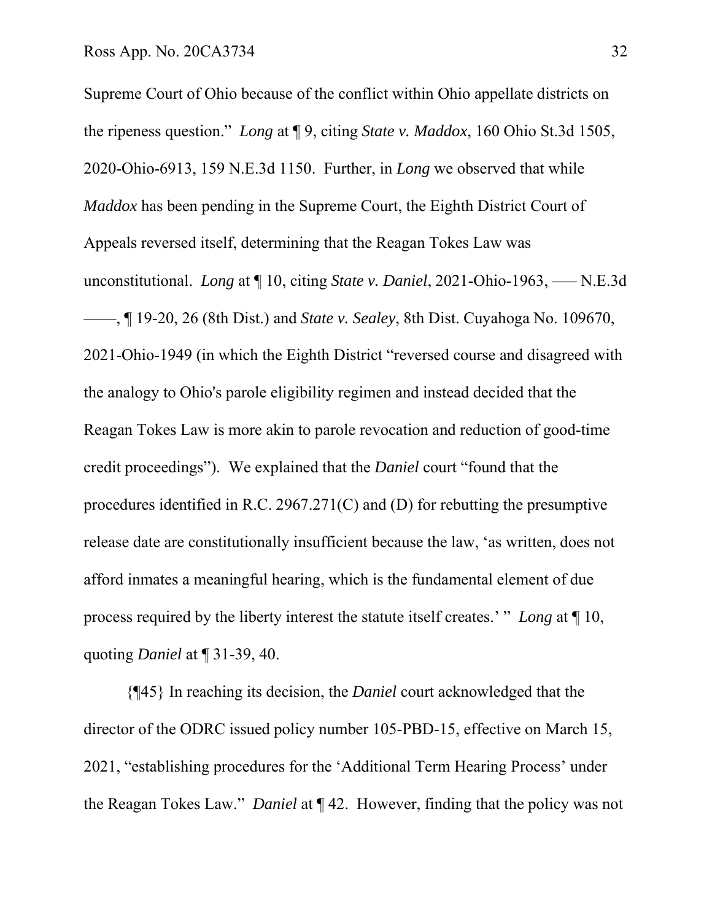Supreme Court of Ohio because of the conflict within Ohio appellate districts on the ripeness question." *Long* at ¶ 9, citing *State v. Maddox*, 160 Ohio St.3d 1505, 2020-Ohio-6913, 159 N.E.3d 1150. Further, in *Long* we observed that while *Maddox* has been pending in the Supreme Court, the Eighth District Court of Appeals reversed itself, determining that the Reagan Tokes Law was unconstitutional. *Long* at ¶ 10, citing *State v. Daniel*, 2021-Ohio-1963, ––– N.E.3d –––, ¶ 19-20, 26 (8th Dist.) and *State v. Sealey*, 8th Dist. Cuyahoga No. 109670, 2021-Ohio-1949 (in which the Eighth District "reversed course and disagreed with the analogy to Ohio's parole eligibility regimen and instead decided that the Reagan Tokes Law is more akin to parole revocation and reduction of good-time credit proceedings"). We explained that the *Daniel* court "found that the procedures identified in R.C. 2967.271(C) and (D) for rebutting the presumptive release date are constitutionally insufficient because the law, 'as written, does not afford inmates a meaningful hearing, which is the fundamental element of due process required by the liberty interest the statute itself creates.' " *Long* at ¶ 10, quoting *Daniel* at ¶ 31-39, 40.

{¶45} In reaching its decision, the *Daniel* court acknowledged that the director of the ODRC issued policy number 105-PBD-15, effective on March 15, 2021, "establishing procedures for the 'Additional Term Hearing Process' under the Reagan Tokes Law." *Daniel* at ¶ 42. However, finding that the policy was not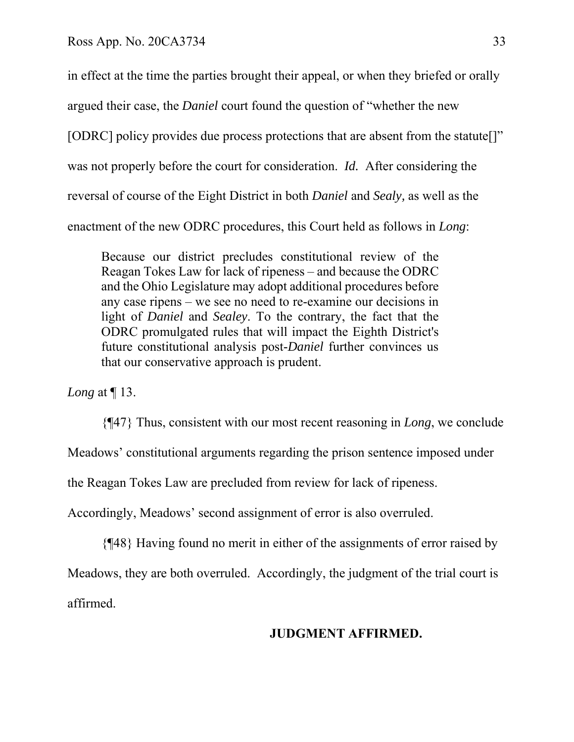in effect at the time the parties brought their appeal, or when they briefed or orally argued their case, the *Daniel* court found the question of "whether the new [ODRC] policy provides due process protections that are absent from the statute[]" was not properly before the court for consideration. *Id.* After considering the reversal of course of the Eight District in both *Daniel* and *Sealy,* as well as the enactment of the new ODRC procedures, this Court held as follows in *Long*:

> Because our district precludes constitutional review of the Reagan Tokes Law for lack of ripeness – and because the ODRC and the Ohio Legislature may adopt additional procedures before any case ripens – we see no need to re-examine our decisions in light of *Daniel* and *Sealey*. To the contrary, the fact that the ODRC promulgated rules that will impact the Eighth District's future constitutional analysis post-*Daniel* further convinces us that our conservative approach is prudent.

*Long* at ¶ 13.

{¶47} Thus, consistent with our most recent reasoning in *Long*, we conclude Meadows' constitutional arguments regarding the prison sentence imposed under the Reagan Tokes Law are precluded from review for lack of ripeness. Accordingly, Meadows' second assignment of error is also overruled.

{¶48} Having found no merit in either of the assignments of error raised by Meadows, they are both overruled. Accordingly, the judgment of the trial court is affirmed.

**JUDGMENT AFFIRMED.**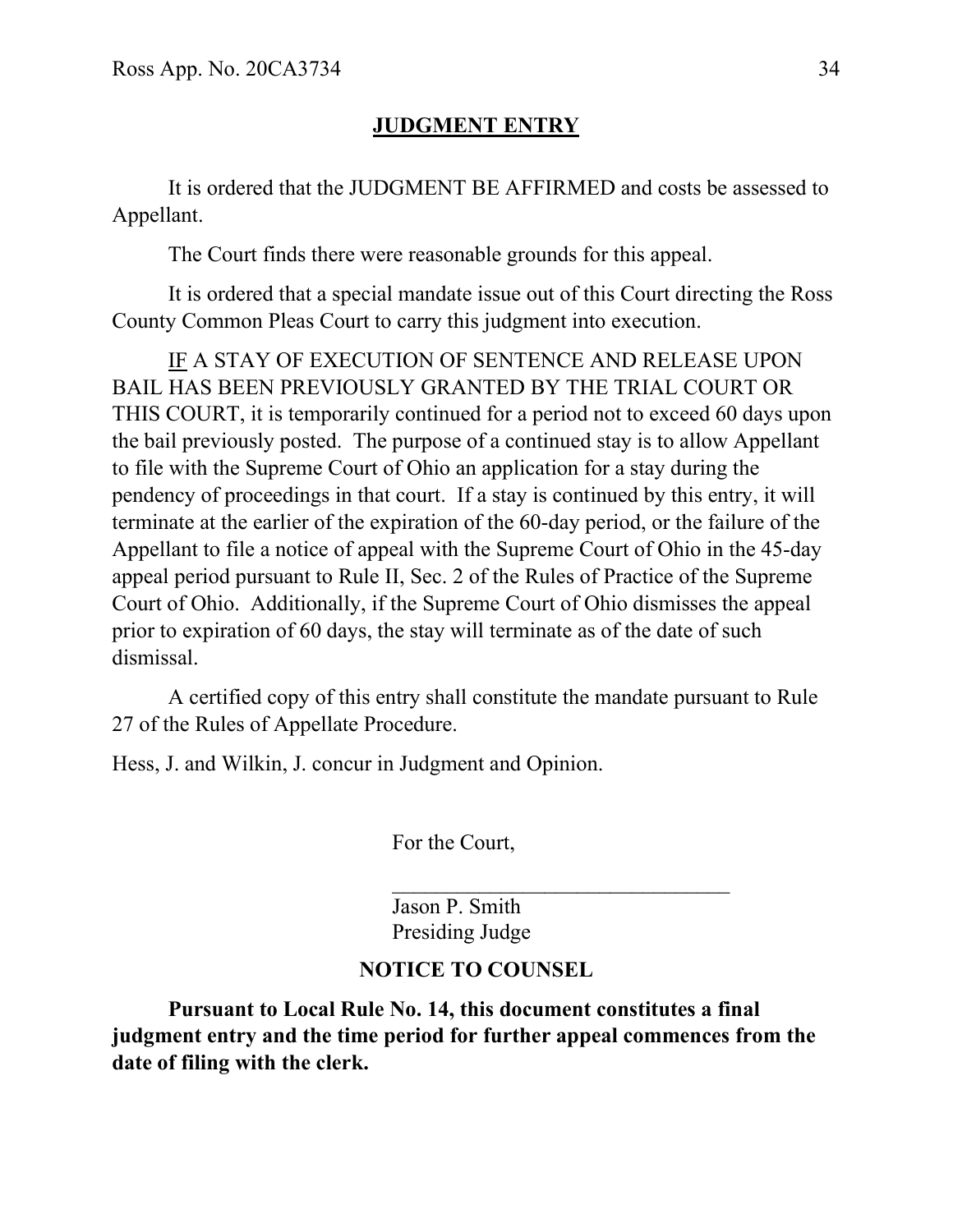## JUDGMENT ENTRY

It is ordered that the JUDGMENT BE AFFIRMED and costs be assessed to Appellant.

The Court finds there were reasonable grounds for this appeal.

It is ordered that a special mandate issue out of this Court directing the Ross County Common Pleas Court to carry this judgment into execution.

IF A STAY OF EXECUTION OF SENTENCE AND RELEASE UPON BAIL HAS BEEN PREVIOUSLY GRANTED BY THE TRIAL COURT OR THIS COURT, it is temporarily continued for a period not to exceed 60 days upon the bail previously posted. The purpose of a continued stay is to allow Appellant to file with the Supreme Court of Ohio an application for a stay during the pendency of proceedings in that court. If a stay is continued by this entry, it will terminate at the earlier of the expiration of the 60-day period, or the failure of the Appellant to file a notice of appeal with the Supreme Court of Ohio in the 45-day appeal period pursuant to Rule II, Sec. 2 of the Rules of Practice of the Supreme Court of Ohio. Additionally, if the Supreme Court of Ohio dismisses the appeal prior to expiration of 60 days, the stay will terminate as of the date of such dismissal.

A certified copy of this entry shall constitute the mandate pursuant to Rule 27 of the Rules of Appellate Procedure.

Hess, J. and Wilkin, J. concur in Judgment and Opinion.

For the Court,

_________________________________
Jason P. Smith
Presiding Judge

**NOTICE TO COUNSEL**

**Pursuant to Local Rule No. 14, this document constitutes a final judgment entry and the time period for further appeal commences from the date of filing with the clerk.**